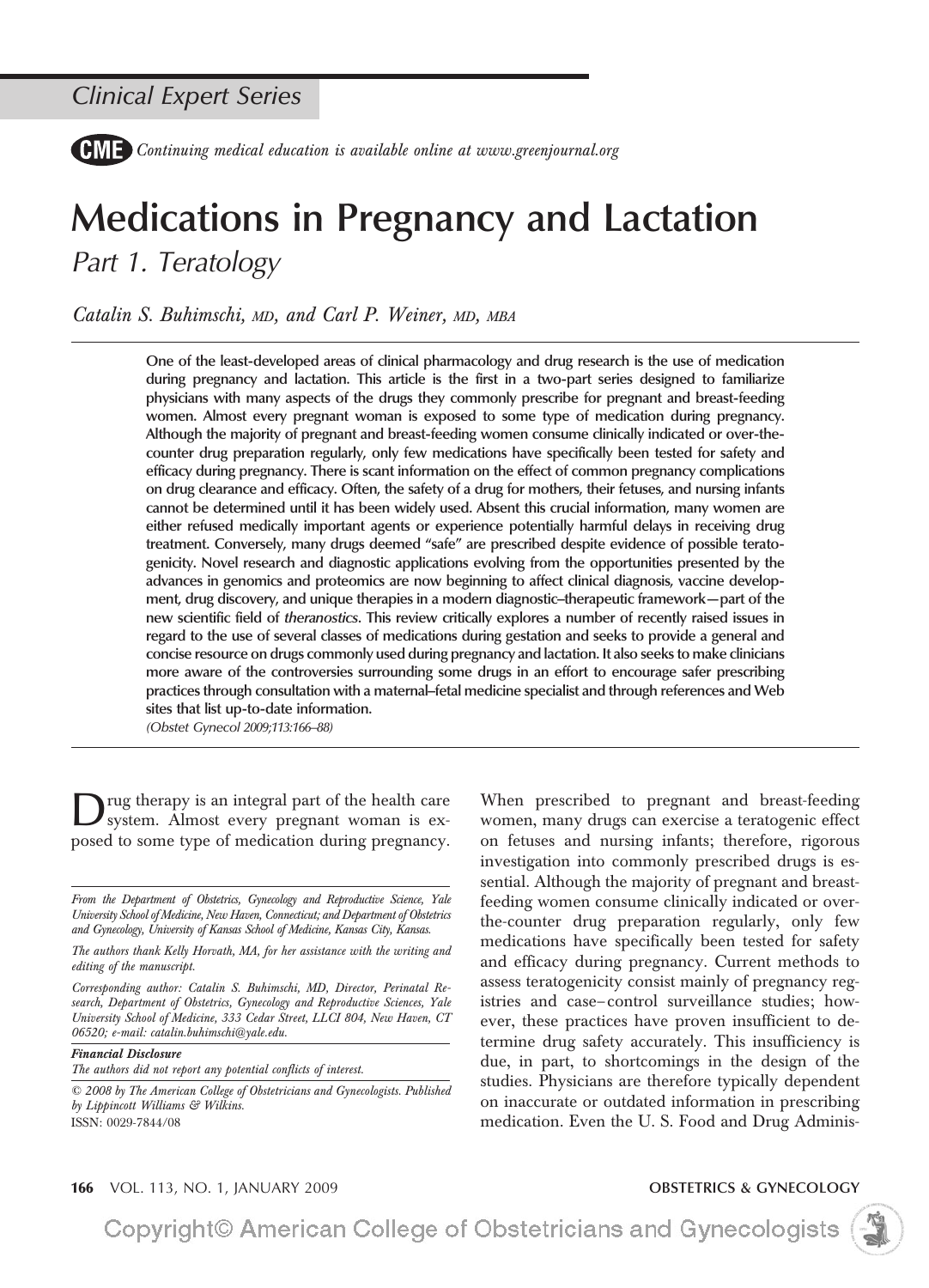*Clinical Expert Series*

**CME** *Continuing medical education is available online at www.greenjournal.org*

# Medications in Pregnancy and Lactation

## *Part 1. Teratology*

*Catalin S. Buhimschi, MD, and Carl P. Weiner, MD, MBA*

**One of the least-developed areas of clinical pharmacology and drug research is the use of medication during pregnancy and lactation. This article is the first in a two-part series designed to familiarize physicians with many aspects of the drugs they commonly prescribe for pregnant and breast-feeding women. Almost every pregnant woman is exposed to some type of medication during pregnancy. Although the majority of pregnant and breast-feeding women consume clinically indicated or over-the-counter drug preparation regularly, only few medications have specifically been tested for safety and efficacy during pregnancy. There is scant information on the effect of common pregnancy complications on drug clearance and efficacy. Often, the safety of a drug for mothers, their fetuses, and nursing infants cannot be determined until it has been widely used. Absent this crucial information, many women are either refused medically important agents or experience potentially harmful delays in receiving drug treatment. Conversely, many drugs deemed "safe" are prescribed despite evidence of possible teratogenicity. Novel research and diagnostic applications evolving from the opportunities presented by the advances in genomics and proteomics are now beginning to affect clinical diagnosis, vaccine development, drug discovery, and unique therapies in a modern diagnostic–therapeutic framework—part of the new scientific field of *theranostics*. This review critically explores a number of recently raised issues in regard to the use of several classes of medications during gestation and seeks to provide a general and concise resource on drugs commonly used during pregnancy and lactation. It also seeks to make clinicians more aware of the controversies surrounding some drugs in an effort to encourage safer prescribing practices through consultation with a maternal–fetal medicine specialist and through references and Web sites that list up-to-date information.**

*(Obstet Gynecol 2009;113:166–88)*

Drug therapy is an integral part of the health care system. Almost every pregnant woman is exposed to some type of medication during pregnancy. When prescribed to pregnant and breast-feeding women, many drugs can exercise a teratogenic effect on fetuses and nursing infants; therefore, rigorous investigation into commonly prescribed drugs is essential. Although the majority of pregnant and breast-feeding women consume clinically indicated or over-the-counter drug preparation regularly, only few medications have specifically been tested for safety and efficacy during pregnancy. Current methods to assess teratogenicity consist mainly of pregnancy registries and case–control surveillance studies; however, these practices have proven insufficient to determine drug safety accurately. This insufficiency is due, in part, to shortcomings in the design of the studies. Physicians are therefore typically dependent on inaccurate or outdated information in prescribing medication. Even the U. S. Food and Drug Adminis-

*From the Department of Obstetrics, Gynecology and Reproductive Science, Yale University School of Medicine, New Haven, Connecticut; and Department of Obstetrics and Gynecology, University of Kansas School of Medicine, Kansas City, Kansas.*

*The authors thank Kelly Horvath, MA, for her assistance with the writing and editing of the manuscript.*

*Corresponding author: Catalin S. Buhimschi, MD, Director, Perinatal Research, Department of Obstetrics, Gynecology and Reproductive Sciences, Yale University School of Medicine, 333 Cedar Street, LLCI 804, New Haven, CT 06520; e-mail: catalin.buhimschi@yale.edu.*

***Financial Disclosure***
*The authors did not report any potential conflicts of interest.*

*© 2008 by The American College of Obstetricians and Gynecologists. Published by Lippincott Williams & Wilkins.*
ISSN: 0029-7844/08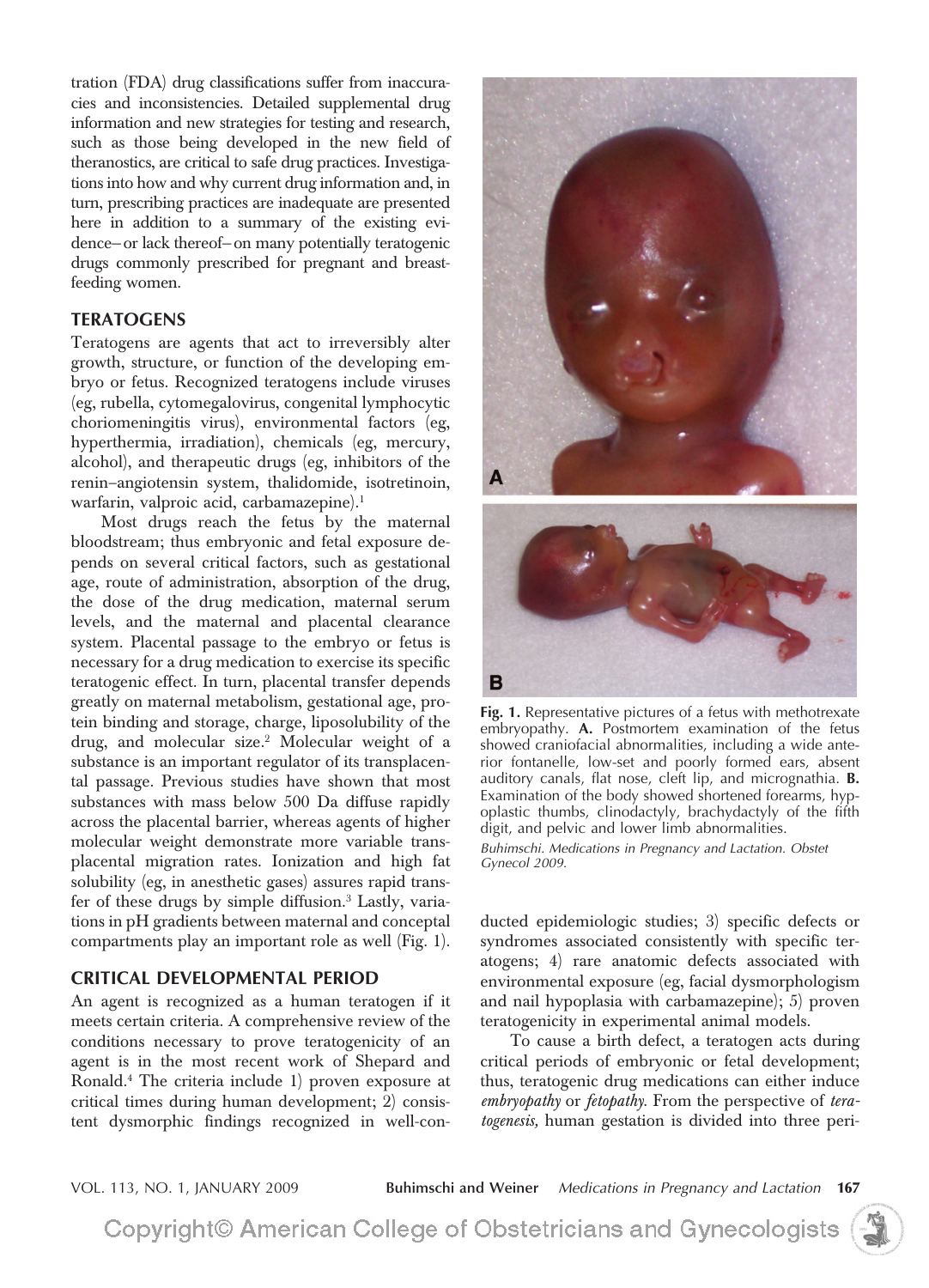tration (FDA) drug classifications suffer from inaccuracies and inconsistencies. Detailed supplemental drug information and new strategies for testing and research, such as those being developed in the new field of theranostics, are critical to safe drug practices. Investigations into how and why current drug information and, in turn, prescribing practices are inadequate are presented here in addition to a summary of the existing evidence– or lack thereof– on many potentially teratogenic drugs commonly prescribed for pregnant and breastfeeding women.

## TERATOGENS

Teratogens are agents that act to irreversibly alter growth, structure, or function of the developing embryo or fetus. Recognized teratogens include viruses (eg, rubella, cytomegalovirus, congenital lymphocytic choriomeningitis virus), environmental factors (eg, hyperthermia, irradiation), chemicals (eg, mercury, alcohol), and therapeutic drugs (eg, inhibitors of the renin–angiotensin system, thalidomide, isotretinoin, warfarin, valproic acid, carbamazepine).[1]

Most drugs reach the fetus by the maternal bloodstream; thus embryonic and fetal exposure depends on several critical factors, such as gestational age, route of administration, absorption of the drug, the dose of the drug medication, maternal serum levels, and the maternal and placental clearance system. Placental passage to the embryo or fetus is necessary for a drug medication to exercise its specific teratogenic effect. In turn, placental transfer depends greatly on maternal metabolism, gestational age, protein binding and storage, charge, liposolubility of the drug, and molecular size.[2] Molecular weight of a substance is an important regulator of its transplacental passage. Previous studies have shown that most substances with mass below 500 Da diffuse rapidly across the placental barrier, whereas agents of higher molecular weight demonstrate more variable transplacental migration rates. Ionization and high fat solubility (eg, in anesthetic gases) assures rapid transfer of these drugs by simple diffusion.[3] Lastly, variations in pH gradients between maternal and conceptal compartments play an important role as well (Fig. 1).

**Fig. 1.** Representative pictures of a fetus with methotrexate embryopathy. **A.** Postmortem examination of the fetus showed craniofacial abnormalities, including a wide anterior fontanelle, low-set and poorly formed ears, absent auditory canals, flat nose, cleft lip, and micrognathia. **B.** Examination of the body showed shortened forearms, hypoplastic thumbs, clinodactyly, brachydactyly of the fifth digit, and pelvic and lower limb abnormalities.

*Buhimschi. Medications in Pregnancy and Lactation. Obstet Gynecol 2009.*

## CRITICAL DEVELOPMENTAL PERIOD

An agent is recognized as a human teratogen if it meets certain criteria. A comprehensive review of the conditions necessary to prove teratogenicity of an agent is in the most recent work of Shepard and Ronald.[4] The criteria include 1) proven exposure at critical times during human development; 2) consistent dysmorphic findings recognized in well-conducted epidemiologic studies; 3) specific defects or syndromes associated consistently with specific teratogens; 4) rare anatomic defects associated with environmental exposure (eg, facial dysmorphologism and nail hypoplasia with carbamazepine); 5) proven teratogenicity in experimental animal models.

To cause a birth defect, a teratogen acts during critical periods of embryonic or fetal development; thus, teratogenic drug medications can either induce *embryopathy* or *fetopathy*. From the perspective of *teratogenesis,* human gestation is divided into three peri-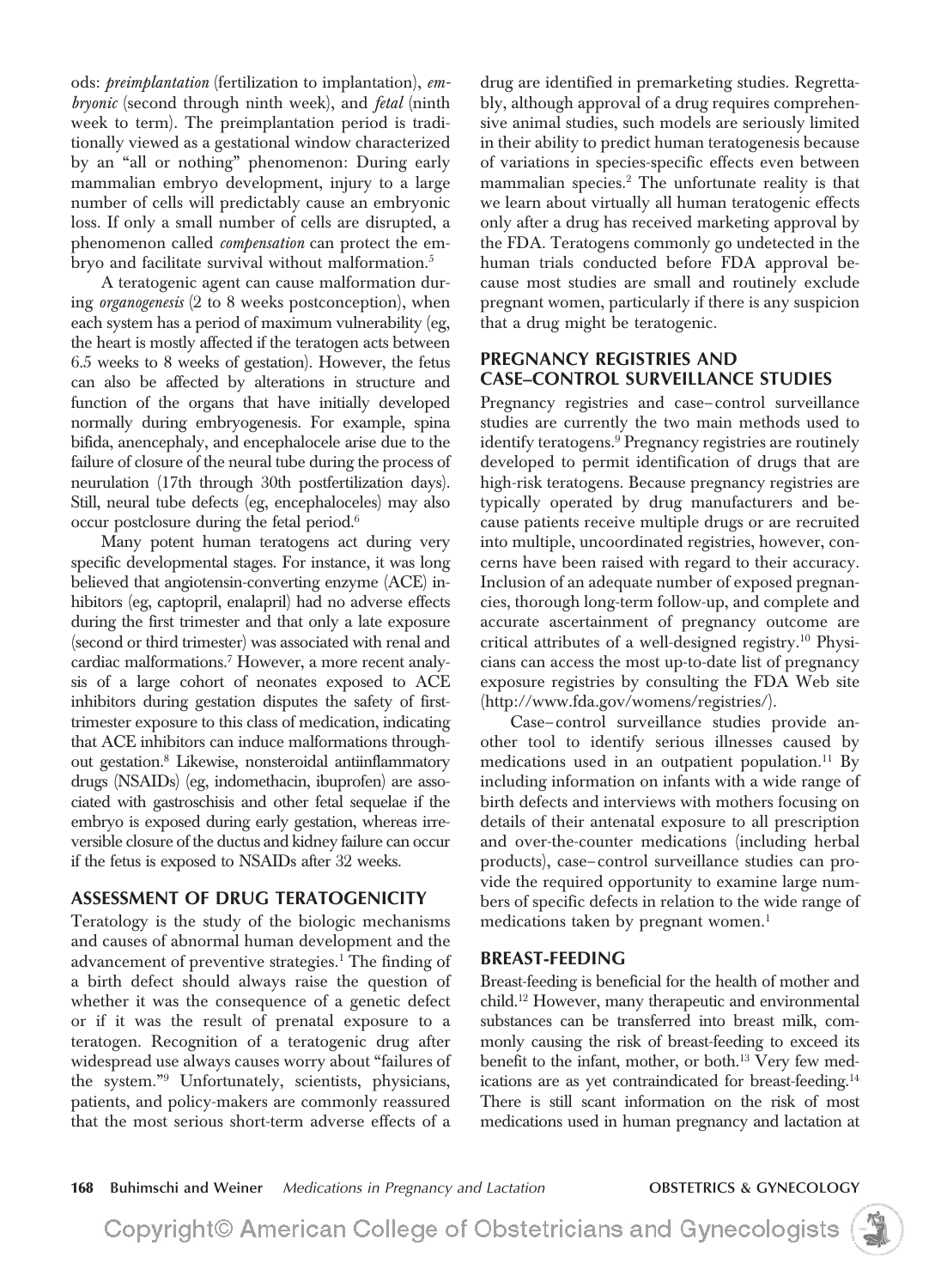ods: *preimplantation* (fertilization to implantation), *embryonic* (second through ninth week), and *fetal* (ninth week to term). The preimplantation period is traditionally viewed as a gestational window characterized by an "all or nothing" phenomenon: During early mammalian embryo development, injury to a large number of cells will predictably cause an embryonic loss. If only a small number of cells are disrupted, a phenomenon called *compensation* can protect the embryo and facilitate survival without malformation.[5]

A teratogenic agent can cause malformation during *organogenesis* (2 to 8 weeks postconception), when each system has a period of maximum vulnerability (eg, the heart is mostly affected if the teratogen acts between 6.5 weeks to 8 weeks of gestation). However, the fetus can also be affected by alterations in structure and function of the organs that have initially developed normally during embryogenesis. For example, spina bifida, anencephaly, and encephalocele arise due to the failure of closure of the neural tube during the process of neurulation (17th through 30th postfertilization days). Still, neural tube defects (eg, encephaloceles) may also occur postclosure during the fetal period.[6]

Many potent human teratogens act during very specific developmental stages. For instance, it was long believed that angiotensin-converting enzyme (ACE) inhibitors (eg, captopril, enalapril) had no adverse effects during the first trimester and that only a late exposure (second or third trimester) was associated with renal and cardiac malformations.[7] However, a more recent analysis of a large cohort of neonates exposed to ACE inhibitors during gestation disputes the safety of first-trimester exposure to this class of medication, indicating that ACE inhibitors can induce malformations throughout gestation.[8] Likewise, nonsteroidal antiinflammatory drugs (NSAIDs) (eg, indomethacin, ibuprofen) are associated with gastroschisis and other fetal sequelae if the embryo is exposed during early gestation, whereas irreversible closure of the ductus and kidney failure can occur if the fetus is exposed to NSAIDs after 32 weeks.

## ASSESSMENT OF DRUG TERATOGENICITY

Teratology is the study of the biologic mechanisms and causes of abnormal human development and the advancement of preventive strategies.[1] The finding of a birth defect should always raise the question of whether it was the consequence of a genetic defect or if it was the result of prenatal exposure to a teratogen. Recognition of a teratogenic drug after widespread use always causes worry about "failures of the system."[9] Unfortunately, scientists, physicians, patients, and policy-makers are commonly reassured that the most serious short-term adverse effects of a drug are identified in premarketing studies. Regrettably, although approval of a drug requires comprehensive animal studies, such models are seriously limited in their ability to predict human teratogenesis because of variations in species-specific effects even between mammalian species.[2] The unfortunate reality is that we learn about virtually all human teratogenic effects only after a drug has received marketing approval by the FDA. Teratogens commonly go undetected in the human trials conducted before FDA approval because most studies are small and routinely exclude pregnant women, particularly if there is any suspicion that a drug might be teratogenic.

## PREGNANCY REGISTRIES AND CASE–CONTROL SURVEILLANCE STUDIES

Pregnancy registries and case–control surveillance studies are currently the two main methods used to identify teratogens.[9] Pregnancy registries are routinely developed to permit identification of drugs that are high-risk teratogens. Because pregnancy registries are typically operated by drug manufacturers and because patients receive multiple drugs or are recruited into multiple, uncoordinated registries, however, concerns have been raised with regard to their accuracy. Inclusion of an adequate number of exposed pregnancies, thorough long-term follow-up, and complete and accurate ascertainment of pregnancy outcome are critical attributes of a well-designed registry.[10] Physicians can access the most up-to-date list of pregnancy exposure registries by consulting the FDA Web site (http://www.fda.gov/womens/registries/).

Case–control surveillance studies provide another tool to identify serious illnesses caused by medications used in an outpatient population.[11] By including information on infants with a wide range of birth defects and interviews with mothers focusing on details of their antenatal exposure to all prescription and over-the-counter medications (including herbal products), case–control surveillance studies can provide the required opportunity to examine large numbers of specific defects in relation to the wide range of medications taken by pregnant women.[1]

## BREAST-FEEDING

Breast-feeding is beneficial for the health of mother and child.[12] However, many therapeutic and environmental substances can be transferred into breast milk, commonly causing the risk of breast-feeding to exceed its benefit to the infant, mother, or both.[13] Very few medications are as yet contraindicated for breast-feeding.[14] There is still scant information on the risk of most medications used in human pregnancy and lactation at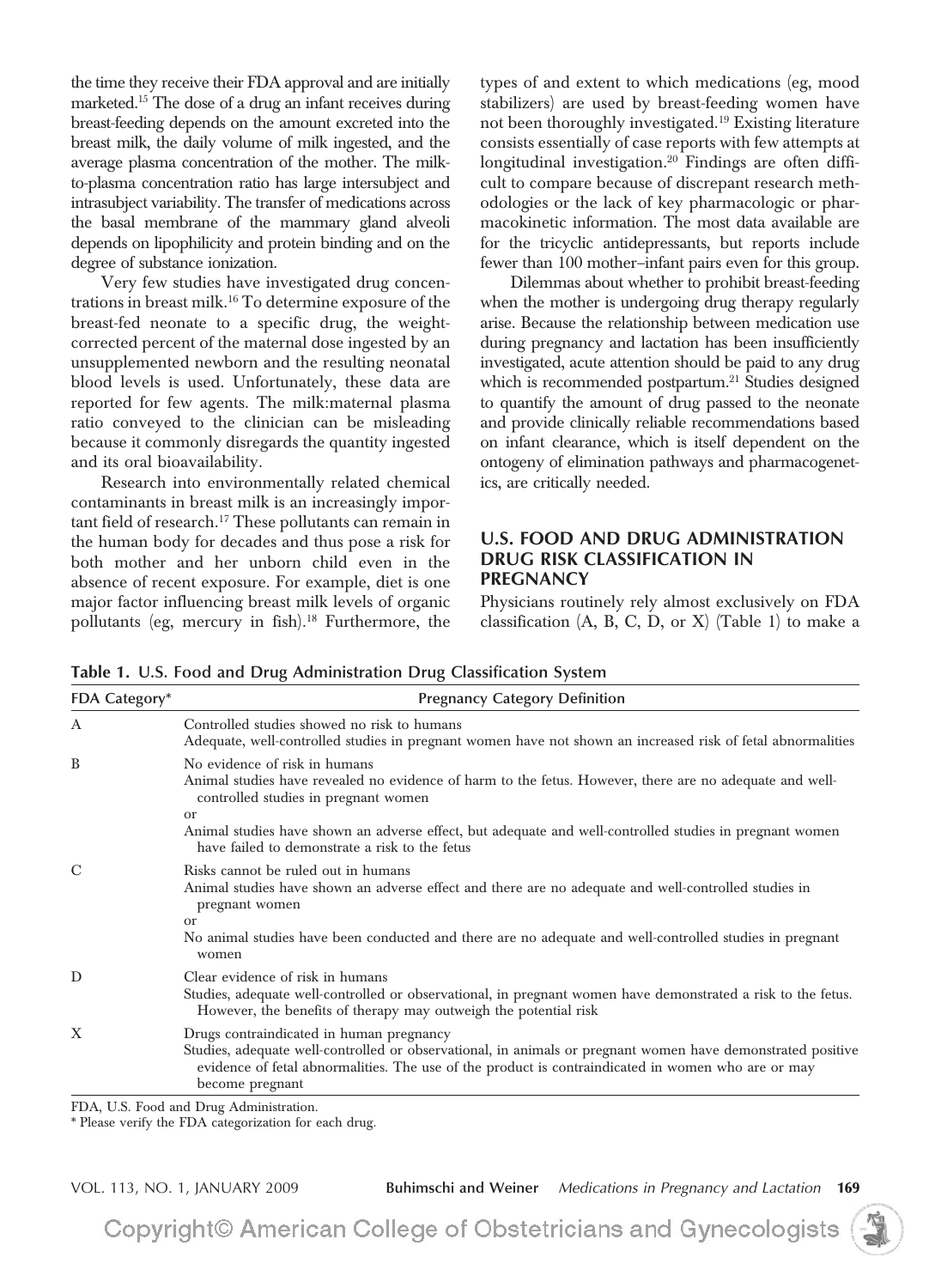the time they receive their FDA approval and are initially marketed.[15] The dose of a drug an infant receives during breast-feeding depends on the amount excreted into the breast milk, the daily volume of milk ingested, and the average plasma concentration of the mother. The milk-to-plasma concentration ratio has large intersubject and intrasubject variability. The transfer of medications across the basal membrane of the mammary gland alveoli depends on lipophilicity and protein binding and on the degree of substance ionization.

Very few studies have investigated drug concentrations in breast milk.[16] To determine exposure of the breast-fed neonate to a specific drug, the weight-corrected percent of the maternal dose ingested by an unsupplemented newborn and the resulting neonatal blood levels is used. Unfortunately, these data are reported for few agents. The milk:maternal plasma ratio conveyed to the clinician can be misleading because it commonly disregards the quantity ingested and its oral bioavailability.

Research into environmentally related chemical contaminants in breast milk is an increasingly important field of research.[17] These pollutants can remain in the human body for decades and thus pose a risk for both mother and her unborn child even in the absence of recent exposure. For example, diet is one major factor influencing breast milk levels of organic pollutants (eg, mercury in fish).[18] Furthermore, the types of and extent to which medications (eg, mood stabilizers) are used by breast-feeding women have not been thoroughly investigated.[19] Existing literature consists essentially of case reports with few attempts at longitudinal investigation.[20] Findings are often difficult to compare because of discrepant research methodologies or the lack of key pharmacologic or pharmacokinetic information. The most data available are for the tricyclic antidepressants, but reports include fewer than 100 mother–infant pairs even for this group.

Dilemmas about whether to prohibit breast-feeding when the mother is undergoing drug therapy regularly arise. Because the relationship between medication use during pregnancy and lactation has been insufficiently investigated, acute attention should be paid to any drug which is recommended postpartum.[21] Studies designed to quantify the amount of drug passed to the neonate and provide clinically reliable recommendations based on infant clearance, which is itself dependent on the ontogeny of elimination pathways and pharmacogenetics, are critically needed.

## U.S. FOOD AND DRUG ADMINISTRATION DRUG RISK CLASSIFICATION IN PREGNANCY

Physicians routinely rely almost exclusively on FDA classification (A, B, C, D, or X) (Table 1) to make a

**Table 1. U.S. Food and Drug Administration Drug Classification System**

| FDA Category* | Pregnancy Category Definition |
|---|---|
| A | Controlled studies showed no risk to humans<br>Adequate, well-controlled studies in pregnant women have not shown an increased risk of fetal abnormalities |
| B | No evidence of risk in humans<br>Animal studies have revealed no evidence of harm to the fetus. However, there are no adequate and well-controlled studies in pregnant women<br>or<br>Animal studies have shown an adverse effect, but adequate and well-controlled studies in pregnant women have failed to demonstrate a risk to the fetus |
| C | Risks cannot be ruled out in humans<br>Animal studies have shown an adverse effect and there are no adequate and well-controlled studies in pregnant women<br>or<br>No animal studies have been conducted and there are no adequate and well-controlled studies in pregnant women |
| D | Clear evidence of risk in humans<br>Studies, adequate well-controlled or observational, in pregnant women have demonstrated a risk to the fetus. However, the benefits of therapy may outweigh the potential risk |
| X | Drugs contraindicated in human pregnancy<br>Studies, adequate well-controlled or observational, in animals or pregnant women have demonstrated positive evidence of fetal abnormalities. The use of the product is contraindicated in women who are or may become pregnant |

FDA, U.S. Food and Drug Administration.

\* Please verify the FDA categorization for each drug.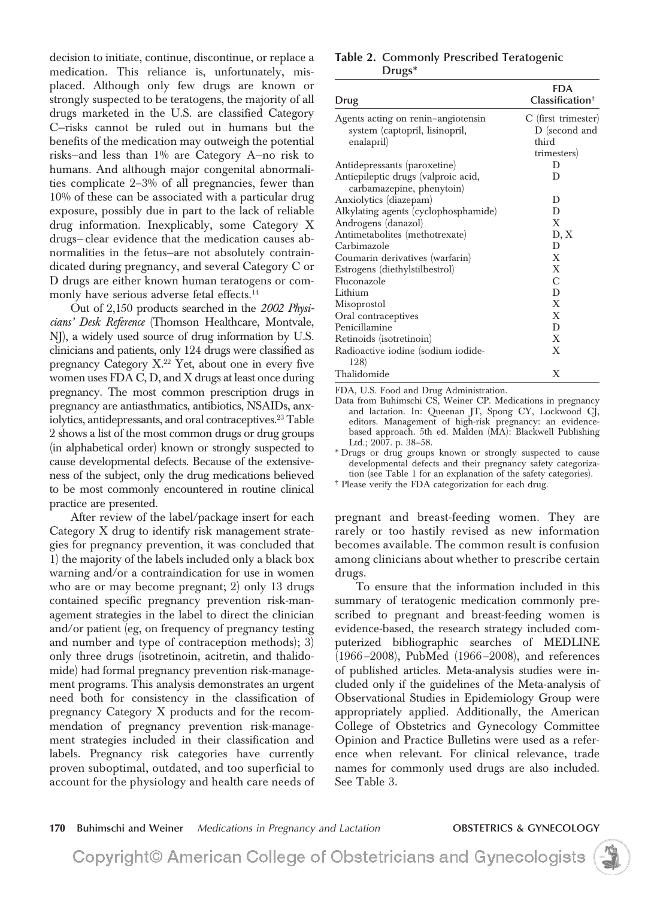decision to initiate, continue, discontinue, or replace a medication. This reliance is, unfortunately, misplaced. Although only few drugs are known or strongly suspected to be teratogens, the majority of all drugs marketed in the U.S. are classified Category C–risks cannot be ruled out in humans but the benefits of the medication may outweigh the potential risks–and less than 1% are Category A–no risk to humans. And although major congenital abnormalities complicate 2–3% of all pregnancies, fewer than 10% of these can be associated with a particular drug exposure, possibly due in part to the lack of reliable drug information. Inexplicably, some Category X drugs– clear evidence that the medication causes abnormalities in the fetus–are not absolutely contraindicated during pregnancy, and several Category C or D drugs are either known human teratogens or commonly have serious adverse fetal effects.[14]

Out of 2,150 products searched in the *2002 Physicians' Desk Reference* (Thomson Healthcare, Montvale, NJ), a widely used source of drug information by U.S. clinicians and patients, only 124 drugs were classified as pregnancy Category X.[22] Yet, about one in every five women uses FDA C, D, and X drugs at least once during pregnancy. The most common prescription drugs in pregnancy are antiasthmatics, antibiotics, NSAIDs, anxiolytics, antidepressants, and oral contraceptives.[23] Table 2 shows a list of the most common drugs or drug groups (in alphabetical order) known or strongly suspected to cause developmental defects. Because of the extensiveness of the subject, only the drug medications believed to be most commonly encountered in routine clinical practice are presented.

After review of the label/package insert for each Category X drug to identify risk management strategies for pregnancy prevention, it was concluded that 1) the majority of the labels included only a black box warning and/or a contraindication for use in women who are or may become pregnant; 2) only 13 drugs contained specific pregnancy prevention risk-management strategies in the label to direct the clinician and/or patient (eg, on frequency of pregnancy testing and number and type of contraception methods); 3) only three drugs (isotretinoin, acitretin, and thalidomide) had formal pregnancy prevention risk-management programs. This analysis demonstrates an urgent need both for consistency in the classification of pregnancy Category X products and for the recommendation of pregnancy prevention risk-management strategies included in their classification and labels. Pregnancy risk categories have currently proven suboptimal, outdated, and too superficial to account for the physiology and health care needs of pregnant and breast-feeding women. They are rarely or too hastily revised as new information becomes available. The common result is confusion among clinicians about whether to prescribe certain drugs.

To ensure that the information included in this summary of teratogenic medication commonly prescribed to pregnant and breast-feeding women is evidence-based, the research strategy included computerized bibliographic searches of MEDLINE (1966–2008), PubMed (1966–2008), and references of published articles. Meta-analysis studies were included only if the guidelines of the Meta-analysis of Observational Studies in Epidemiology Group were appropriately applied. Additionally, the American College of Obstetrics and Gynecology Committee Opinion and Practice Bulletins were used as a reference when relevant. For clinical relevance, trade names for commonly used drugs are also included. See Table 3.

**Table 2. Commonly Prescribed Teratogenic Drugs***

| Drug | FDA Classification† |
|---|---|
| Agents acting on renin–angiotensin system (captopril, lisinopril, enalapril) | C (first trimester) D (second and third trimesters) |
| Antidepressants (paroxetine) | D |
| Antiepileptic drugs (valproic acid, carbamazepine, phenytoin) | D |
| Anxiolytics (diazepam) | D |
| Alkylating agents (cyclophosphamide) | D |
| Androgens (danazol) | X |
| Antimetabolites (methotrexate) | D, X |
| Carbimazole | D |
| Coumarin derivatives (warfarin) | X |
| Estrogens (diethylstilbestrol) | X |
| Fluconazole | C |
| Lithium | D |
| Misoprostol | X |
| Oral contraceptives | X |
| Penicillamine | D |
| Retinoids (isotretinoin) | X |
| Radioactive iodine (sodium iodide-128) | X |
| Thalidomide | X |

FDA, U.S. Food and Drug Administration.

Data from Buhimschi CS, Weiner CP. Medications in pregnancy and lactation. In: Queenan JT, Spong CY, Lockwood CJ, editors. Management of high-risk pregnancy: an evidence-based approach. 5th ed. Malden (MA): Blackwell Publishing Ltd.; 2007. p. 38–58.

* Drugs or drug groups known or strongly suspected to cause developmental defects and their pregnancy safety categorization (see Table 1 for an explanation of the safety categories).

† Please verify the FDA categorization for each drug.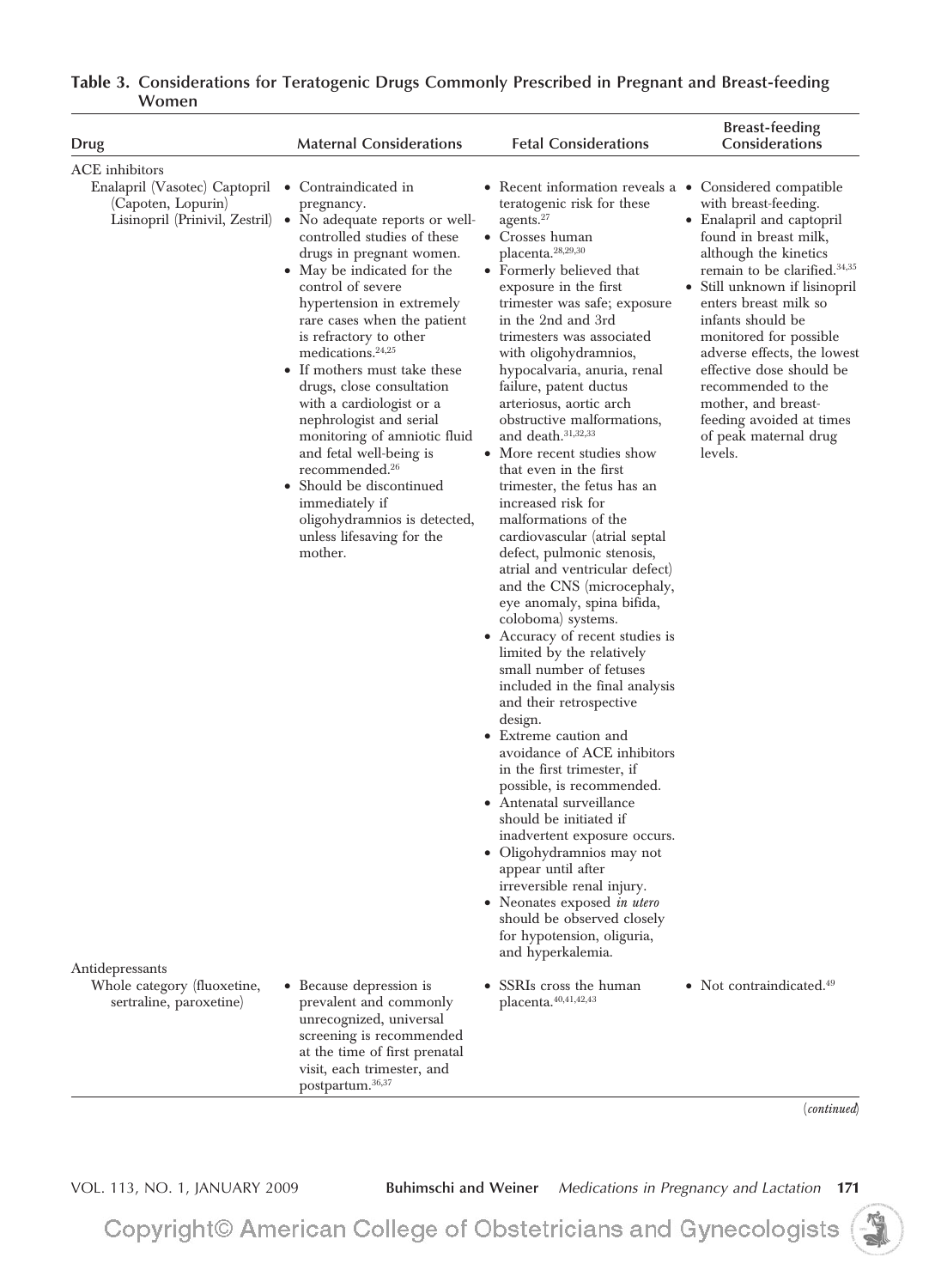**Table 3. Considerations for Teratogenic Drugs Commonly Prescribed in Pregnant and Breast-feeding Women**

| Drug | Maternal Considerations | Fetal Considerations | Breast-feeding Considerations |
|---|---|---|---|
| ACE inhibitors | | | |
| Enalapril (Vasotec) Captopril (Capoten, Lopurin) Lisinopril (Prinivil, Zestril) | • Contraindicated in pregnancy.<br>• No adequate reports or well-controlled studies of these drugs in pregnant women.<br>• May be indicated for the control of severe hypertension in extremely rare cases when the patient is refractory to other medications.[24,25]<br>• If mothers must take these drugs, close consultation with a cardiologist or a nephrologist and serial monitoring of amniotic fluid and fetal well-being is recommended.[26]<br>• Should be discontinued immediately if oligohydramnios is detected, unless lifesaving for the mother. | • Recent information reveals a teratogenic risk for these agents.[27]<br>• Crosses human placenta.[28,29,30]<br>• Formerly believed that exposure in the first trimester was safe; exposure in the 2nd and 3rd trimesters was associated with oligohydramnios, hypocalvaria, anuria, renal failure, patent ductus arteriosus, aortic arch obstructive malformations, and death.[31,32,33]<br>• More recent studies show that even in the first trimester, the fetus has an increased risk for malformations of the cardiovascular (atrial septal defect, pulmonic stenosis, atrial and ventricular defect) and the CNS (microcephaly, eye anomaly, spina bifida, coloboma) systems.<br>• Accuracy of recent studies is limited by the relatively small number of fetuses included in the final analysis and their retrospective design.<br>• Extreme caution and avoidance of ACE inhibitors in the first trimester, if possible, is recommended.<br>• Antenatal surveillance should be initiated if inadvertent exposure occurs.<br>• Oligohydramnios may not appear until after irreversible renal injury.<br>• Neonates exposed *in utero* should be observed closely for hypotension, oliguria, and hyperkalemia. | • Considered compatible with breast-feeding.<br>• Enalapril and captopril found in breast milk, although the kinetics remain to be clarified.[34,35]<br>• Still unknown if lisinopril enters breast milk so infants should be monitored for possible adverse effects, the lowest effective dose should be recommended to the mother, and breast-feeding avoided at times of peak maternal drug levels. |
| Antidepressants | | | |
| Whole category (fluoxetine, sertraline, paroxetine) | • Because depression is prevalent and commonly unrecognized, universal screening is recommended at the time of first prenatal visit, each trimester, and postpartum.[36,37] | • SSRIs cross the human placenta.[40,41,42,43] | • Not contraindicated.[49] |

(*continued*)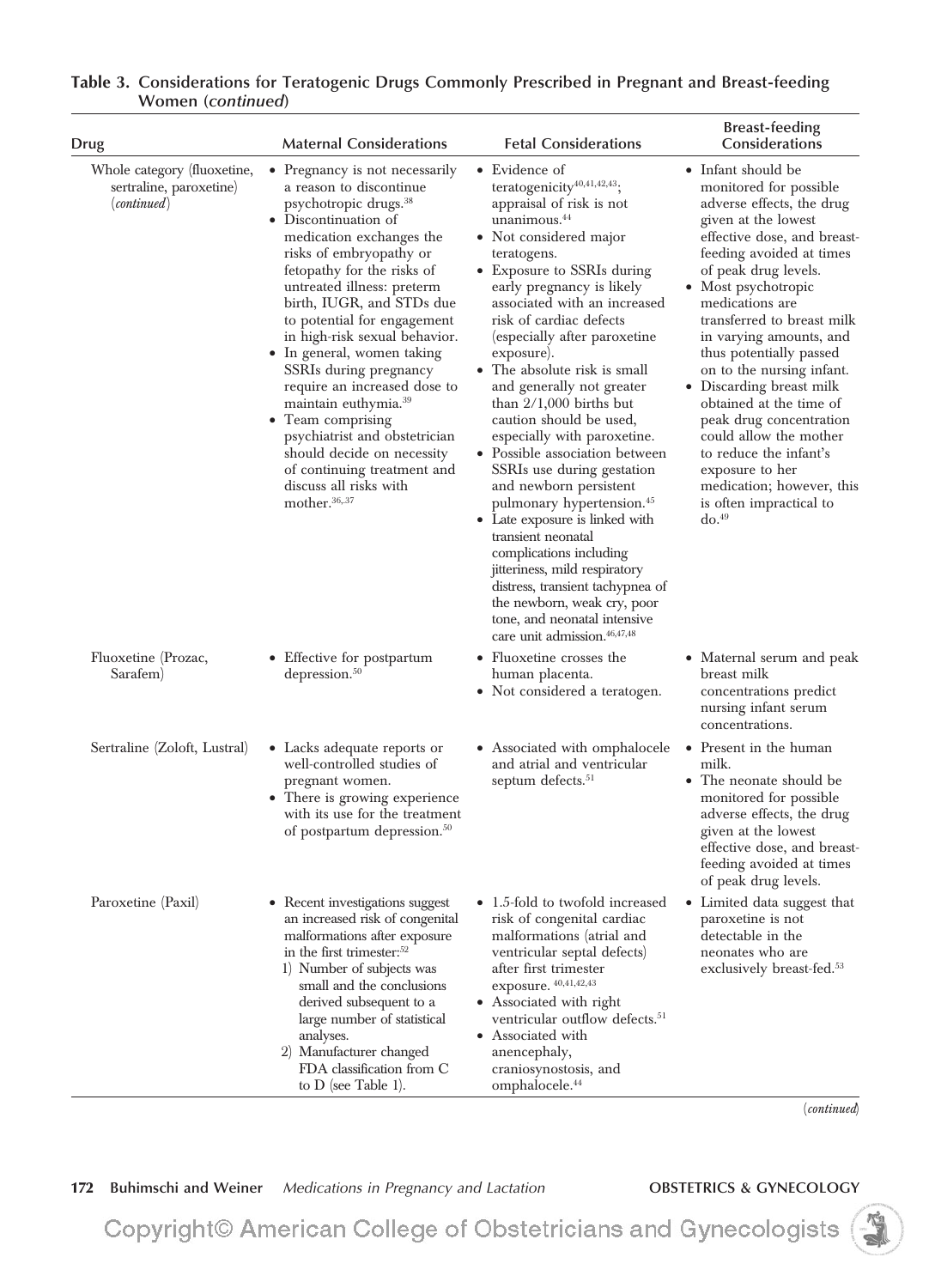**Table 3. Considerations for Teratogenic Drugs Commonly Prescribed in Pregnant and Breast-feeding Women (*continued*)**

| Drug | Maternal Considerations | Fetal Considerations | Breast-feeding Considerations |
|---|---|---|---|
| Whole category (fluoxetine, sertraline, paroxetine) (*continued*) | • Pregnancy is not necessarily a reason to discontinue psychotropic drugs.[38]<br>• Discontinuation of medication exchanges the risks of embryopathy or fetopathy for the risks of untreated illness: preterm birth, IUGR, and STDs due to potential for engagement in high-risk sexual behavior.<br>• In general, women taking SSRIs during pregnancy require an increased dose to maintain euthymia.[39]<br>• Team comprising psychiatrist and obstetrician should decide on necessity of continuing treatment and discuss all risks with mother.[36,37] | • Evidence of teratogenicity[40,41,42,43]; appraisal of risk is not unanimous.[44]<br>• Not considered major teratogens.<br>• Exposure to SSRIs during early pregnancy is likely associated with an increased risk of cardiac defects (especially after paroxetine exposure).<br>• The absolute risk is small and generally not greater than 2/1,000 births but caution should be used, especially with paroxetine.<br>• Possible association between SSRIs use during gestation and newborn persistent pulmonary hypertension.[45]<br>• Late exposure is linked with transient neonatal complications including jitteriness, mild respiratory distress, transient tachypnea of the newborn, weak cry, poor tone, and neonatal intensive care unit admission.[46,47,48] | • Infant should be monitored for possible adverse effects, the drug given at the lowest effective dose, and breast-feeding avoided at times of peak drug levels.<br>• Most psychotropic medications are transferred to breast milk in varying amounts, and thus potentially passed on to the nursing infant.<br>• Discarding breast milk obtained at the time of peak drug concentration could allow the mother to reduce the infant's exposure to her medication; however, this is often impractical to do.[49] |
| Fluoxetine (Prozac, Sarafem) | • Effective for postpartum depression.[50] | • Fluoxetine crosses the human placenta.<br>• Not considered a teratogen. | • Maternal serum and peak breast milk concentrations predict nursing infant serum concentrations. |
| Sertraline (Zoloft, Lustral) | • Lacks adequate reports or well-controlled studies of pregnant women.<br>• There is growing experience with its use for the treatment of postpartum depression.[50] | • Associated with omphalocele and atrial and ventricular septum defects.[51] | • Present in the human milk.<br>• The neonate should be monitored for possible adverse effects, the drug given at the lowest effective dose, and breast-feeding avoided at times of peak drug levels. |
| Paroxetine (Paxil) | • Recent investigations suggest an increased risk of congenital malformations after exposure in the first trimester:[52]<br>1) Number of subjects was small and the conclusions derived subsequent to a large number of statistical analyses.<br>2) Manufacturer changed FDA classification from C to D (see Table 1). | • 1.5-fold to twofold increased risk of congenital cardiac malformations (atrial and ventricular septal defects) after first trimester exposure.[40,41,42,43]<br>• Associated with right ventricular outflow defects.[51]<br>• Associated with anencephaly, craniosynostosis, and omphalocele.[44] | • Limited data suggest that paroxetine is not detectable in the neonates who are exclusively breast-fed.[53] |

(*continued*)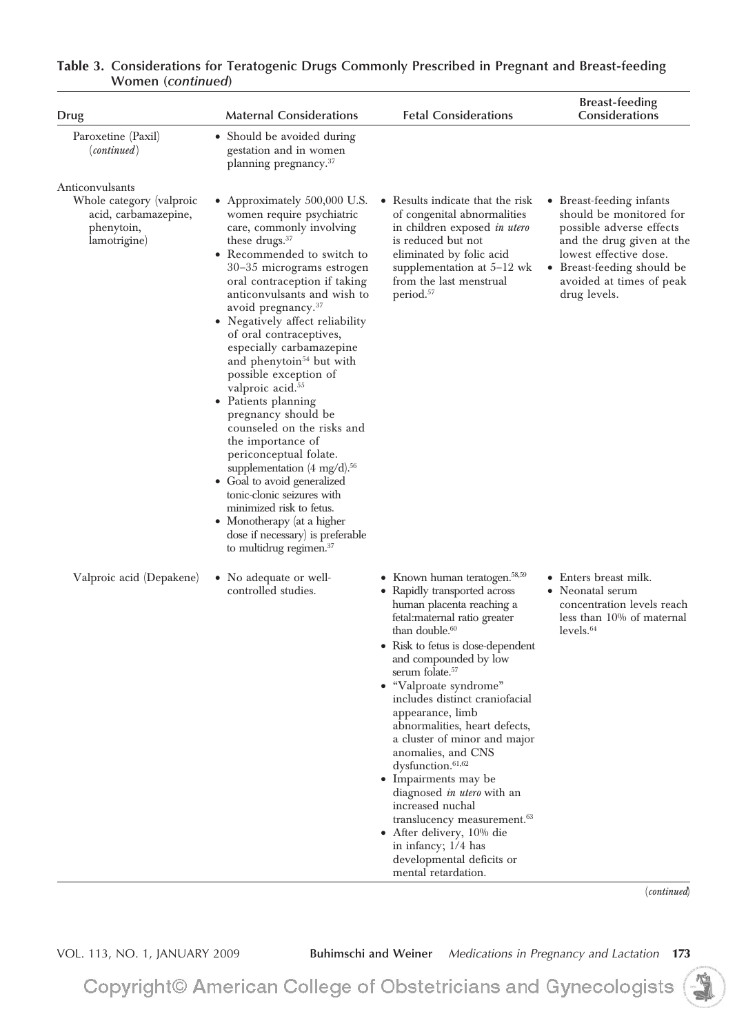**Table 3. Considerations for Teratogenic Drugs Commonly Prescribed in Pregnant and Breast-feeding Women (*continued*)**

| Drug | Maternal Considerations | Fetal Considerations | Breast-feeding Considerations |
|---|---|---|---|
| Paroxetine (Paxil) (*continued*) | • Should be avoided during gestation and in women planning pregnancy.[37] | | |
| Anticonvulsants | | | |
| Whole category (valproic acid, carbamazepine, phenytoin, lamotrigine) | • Approximately 500,000 U.S. women require psychiatric care, commonly involving these drugs.[37] • Recommended to switch to 30–35 micrograms estrogen oral contraception if taking anticonvulsants and wish to avoid pregnancy.[37] • Negatively affect reliability of oral contraceptives, especially carbamazepine and phenytoin[54] but with possible exception of valproic acid.[55] • Patients planning pregnancy should be counseled on the risks and the importance of periconceptual folate. supplementation (4 mg/d).[56] • Goal to avoid generalized tonic-clonic seizures with minimized risk to fetus. • Monotherapy (at a higher dose if necessary) is preferable to multidrug regimen.[37] | • Results indicate that the risk of congenital abnormalities in children exposed *in utero* is reduced but not eliminated by folic acid supplementation at 5–12 wk from the last menstrual period.[57] | • Breast-feeding infants should be monitored for possible adverse effects and the drug given at the lowest effective dose. • Breast-feeding should be avoided at times of peak drug levels. |
| Valproic acid (Depakene) | • No adequate or well-controlled studies. | • Known human teratogen.[58,59] • Rapidly transported across human placenta reaching a fetal:maternal ratio greater than double.[60] • Risk to fetus is dose-dependent and compounded by low serum folate.[57] • "Valproate syndrome" includes distinct craniofacial appearance, limb abnormalities, heart defects, a cluster of minor and major anomalies, and CNS dysfunction.[61,62] • Impairments may be diagnosed *in utero* with an increased nuchal translucency measurement.[63] • After delivery, 10% die in infancy; 1/4 has developmental deficits or mental retardation. | • Enters breast milk. • Neonatal serum concentration levels reach less than 10% of maternal levels.[64] |

(*continued*)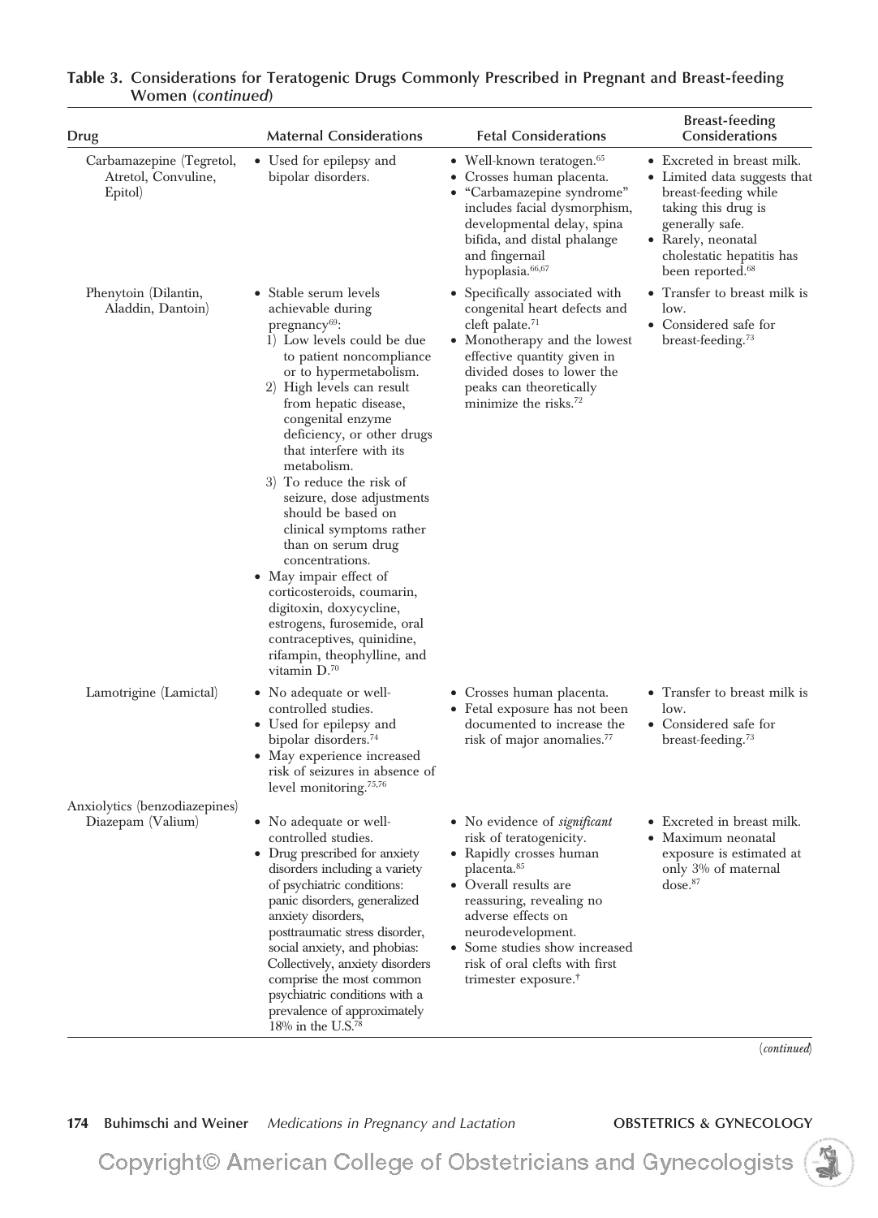**Table 3. Considerations for Teratogenic Drugs Commonly Prescribed in Pregnant and Breast-feeding Women (*continued*)**

| Drug | Maternal Considerations | Fetal Considerations | Breast-feeding Considerations |
|---|---|---|---|
| Carbamazepine (Tegretol, Atretol, Convuline, Epitol) | • Used for epilepsy and bipolar disorders. | • Well-known teratogen.[65] <br> • Crosses human placenta. <br> • "Carbamazepine syndrome" includes facial dysmorphism, developmental delay, spina bifida, and distal phalange and fingernail hypoplasia.[66,67] | • Excreted in breast milk. <br> • Limited data suggests that breast-feeding while taking this drug is generally safe. <br> • Rarely, neonatal cholestatic hepatitis has been reported.[68] |
| Phenytoin (Dilantin, Aladdin, Dantoin) | • Stable serum levels achievable during pregnancy[69]: <br> 1) Low levels could be due to patient noncompliance or to hypermetabolism. <br> 2) High levels can result from hepatic disease, congenital enzyme deficiency, or other drugs that interfere with its metabolism. <br> 3) To reduce the risk of seizure, dose adjustments should be based on clinical symptoms rather than on serum drug concentrations. <br> • May impair effect of corticosteroids, coumarin, digitoxin, doxycycline, estrogens, furosemide, oral contraceptives, quinidine, rifampin, theophylline, and vitamin D.[70] | • Specifically associated with congenital heart defects and cleft palate.[71] <br> • Monotherapy and the lowest effective quantity given in divided doses to lower the peaks can theoretically minimize the risks.[72] | • Transfer to breast milk is low. <br> • Considered safe for breast-feeding.[73] |
| Lamotrigine (Lamictal) | • No adequate or well-controlled studies. <br> • Used for epilepsy and bipolar disorders.[74] <br> • May experience increased risk of seizures in absence of level monitoring.[75,76] | • Crosses human placenta. <br> • Fetal exposure has not been documented to increase the risk of major anomalies.[77] | • Transfer to breast milk is low. <br> • Considered safe for breast-feeding.[73] |
| Anxiolytics (benzodiazepines) | | | |
| Diazepam (Valium) | • No adequate or well-controlled studies. <br> • Drug prescribed for anxiety disorders including a variety of psychiatric conditions: panic disorders, generalized anxiety disorders, posttraumatic stress disorder, social anxiety, and phobias: Collectively, anxiety disorders comprise the most common psychiatric conditions with a prevalence of approximately 18% in the U.S.[78] | • No evidence of *significant* risk of teratogenicity. <br> • Rapidly crosses human placenta.[85] <br> • Overall results are reassuring, revealing no adverse effects on neurodevelopment. <br> • Some studies show increased risk of oral clefts with first trimester exposure.† | • Excreted in breast milk. <br> • Maximum neonatal exposure is estimated at only 3% of maternal dose.[87] |

(*continued*)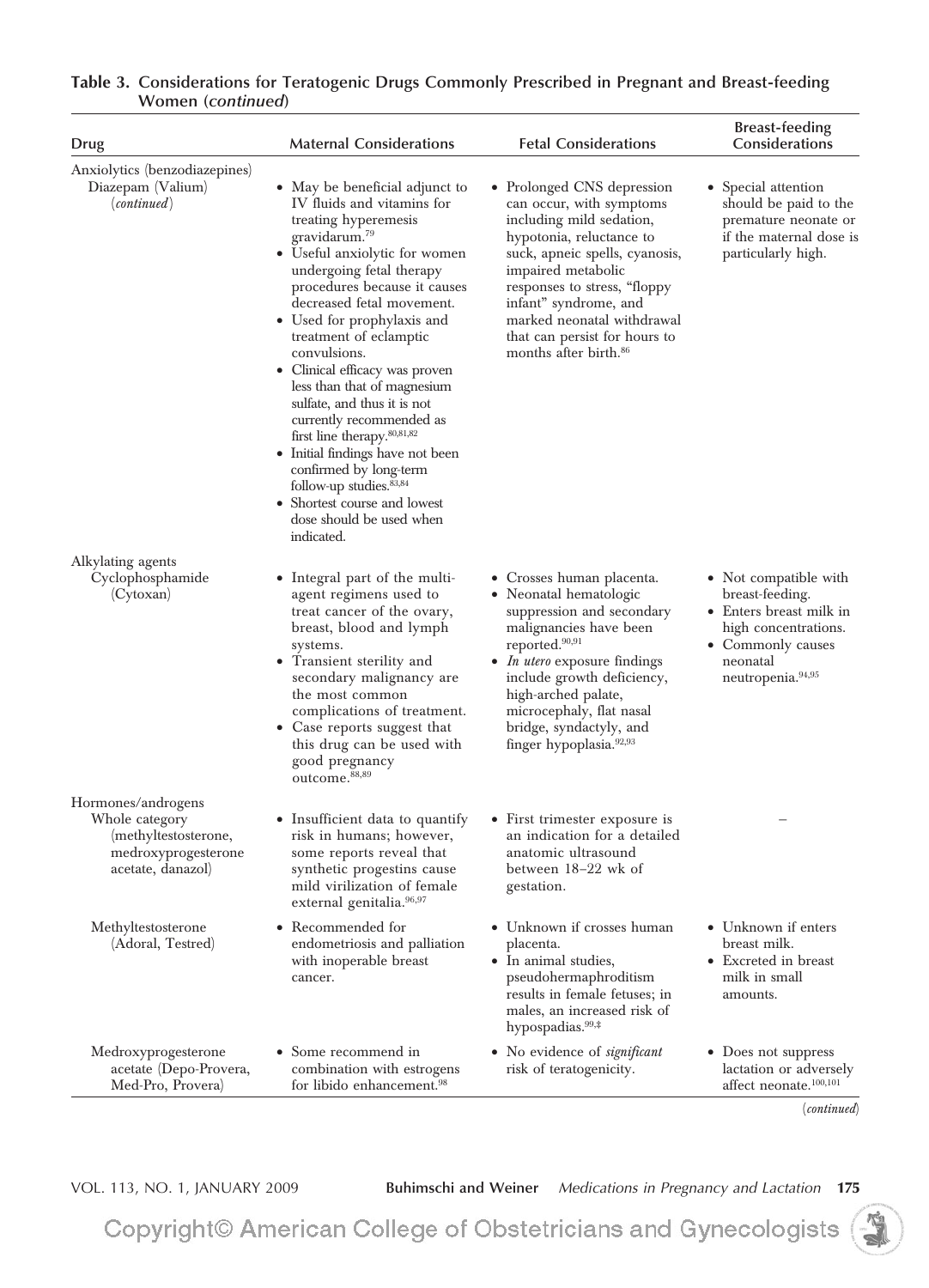**Table 3. Considerations for Teratogenic Drugs Commonly Prescribed in Pregnant and Breast-feeding Women (*continued*)**

| Drug | Maternal Considerations | Fetal Considerations | Breast-feeding Considerations |
|---|---|---|---|
| Anxiolytics (benzodiazepines) | | | |
| Diazepam (Valium) (*continued*) | • May be beneficial adjunct to IV fluids and vitamins for treating hyperemesis gravidarum.[79]<br>• Useful anxiolytic for women undergoing fetal therapy procedures because it causes decreased fetal movement.<br>• Used for prophylaxis and treatment of eclamptic convulsions.<br>• Clinical efficacy was proven less than that of magnesium sulfate, and thus it is not currently recommended as first line therapy.[80,81,82]<br>• Initial findings have not been confirmed by long-term follow-up studies.[83,84]<br>• Shortest course and lowest dose should be used when indicated. | • Prolonged CNS depression can occur, with symptoms including mild sedation, hypotonia, reluctance to suck, apneic spells, cyanosis, impaired metabolic responses to stress, "floppy infant" syndrome, and marked neonatal withdrawal that can persist for hours to months after birth.[86] | • Special attention should be paid to the premature neonate or if the maternal dose is particularly high. |
| Alkylating agents | | | |
| Cyclophosphamide (Cytoxan) | • Integral part of the multi-agent regimens used to treat cancer of the ovary, breast, blood and lymph systems.<br>• Transient sterility and secondary malignancy are the most common complications of treatment.<br>• Case reports suggest that this drug can be used with good pregnancy outcome.[88,89] | • Crosses human placenta.<br>• Neonatal hematologic suppression and secondary malignancies have been reported.[90,91]<br>• *In utero* exposure findings include growth deficiency, high-arched palate, microcephaly, flat nasal bridge, syndactyly, and finger hypoplasia.[92,93] | • Not compatible with breast-feeding.<br>• Enters breast milk in high concentrations.<br>• Commonly causes neonatal neutropenia.[94,95] |
| Hormones/androgens | | | |
| Whole category (methyltestosterone, medroxyprogesterone acetate, danazol) | • Insufficient data to quantify risk in humans; however, some reports reveal that synthetic progestins cause mild virilization of female external genitalia.[96,97] | • First trimester exposure is an indication for a detailed anatomic ultrasound between 18–22 wk of gestation. | – |
| Methyltestosterone (Adoral, Testred) | • Recommended for endometriosis and palliation with inoperable breast cancer. | • Unknown if crosses human placenta.<br>• In animal studies, pseudohermaphroditism results in female fetuses; in males, an increased risk of hypospadias.[99,‡] | • Unknown if enters breast milk.<br>• Excreted in breast milk in small amounts. |
| Medroxyprogesterone acetate (Depo-Provera, Med-Pro, Provera) | • Some recommend in combination with estrogens for libido enhancement.[98] | • No evidence of *significant* risk of teratogenicity. | • Does not suppress lactation or adversely affect neonate.[100,101] |

(*continued*)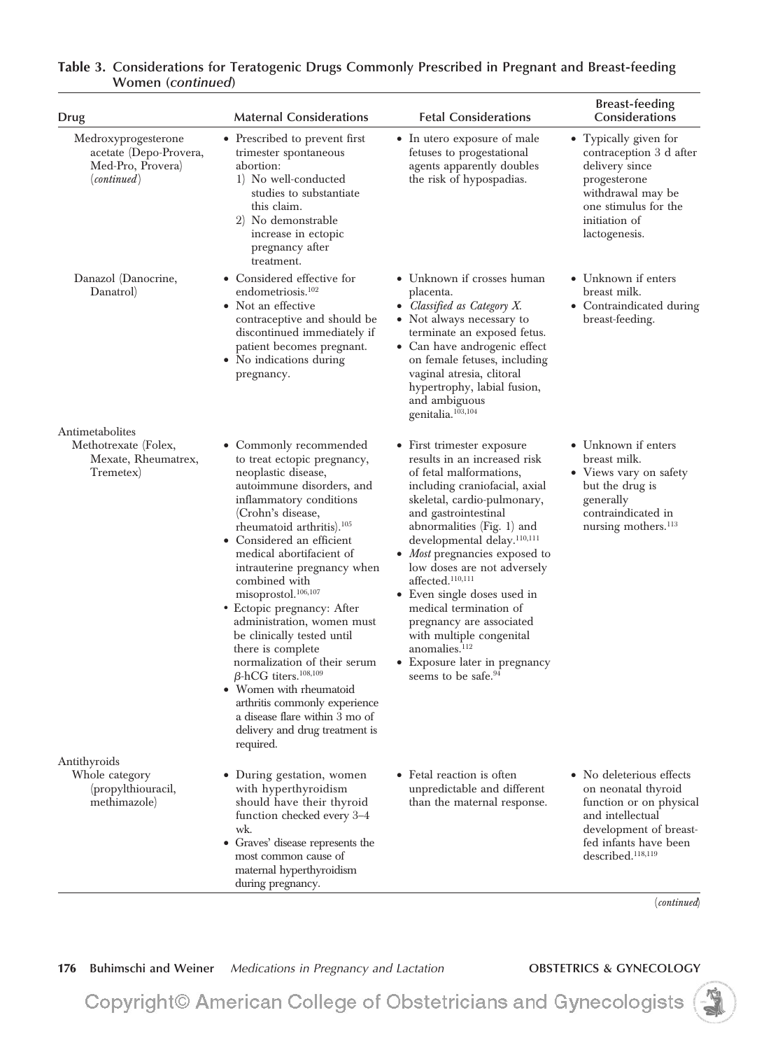**Table 3. Considerations for Teratogenic Drugs Commonly Prescribed in Pregnant and Breast-feeding Women (*continued*)**

| Drug | Maternal Considerations | Fetal Considerations | Breast-feeding Considerations |
|---|---|---|---|
| Medroxyprogesterone acetate (Depo-Provera, Med-Pro, Provera) (*continued*) | • Prescribed to prevent first trimester spontaneous abortion: 1) No well-conducted studies to substantiate this claim. 2) No demonstrable increase in ectopic pregnancy after treatment. | • In utero exposure of male fetuses to progestational agents apparently doubles the risk of hypospadias. | • Typically given for contraception 3 d after delivery since progesterone withdrawal may be one stimulus for the initiation of lactogenesis. |
| Danazol (Danocrine, Danatrol) | • Considered effective for endometriosis.[102] • Not an effective contraceptive and should be discontinued immediately if patient becomes pregnant. • No indications during pregnancy. | • Unknown if crosses human placenta. • *Classified as Category X.* • Not always necessary to terminate an exposed fetus. • Can have androgenic effect on female fetuses, including vaginal atresia, clitoral hypertrophy, labial fusion, and ambiguous genitalia.[103,104] | • Unknown if enters breast milk. • Contraindicated during breast-feeding. |
| Antimetabolites | | | |
| Methotrexate (Folex, Mexate, Rheumatrex, Tremetex) | • Commonly recommended to treat ectopic pregnancy, neoplastic disease, autoimmune disorders, and inflammatory conditions (Crohn's disease, rheumatoid arthritis).[105] • Considered an efficient medical abortifacient of intrauterine pregnancy when combined with misoprostol.[106,107] • Ectopic pregnancy: After administration, women must be clinically tested until there is complete normalization of their serum β-hCG titers.[108,109] • Women with rheumatoid arthritis commonly experience a disease flare within 3 mo of delivery and drug treatment is required. | • First trimester exposure results in an increased risk of fetal malformations, including craniofacial, axial skeletal, cardio-pulmonary, and gastrointestinal abnormalities (Fig. 1) and developmental delay.[110,111] • *Most* pregnancies exposed to low doses are not adversely affected.[110,111] • Even single doses used in medical termination of pregnancy are associated with multiple congenital anomalies.[112] • Exposure later in pregnancy seems to be safe.[94] | • Unknown if enters breast milk. • Views vary on safety but the drug is generally contraindicated in nursing mothers.[113] |
| Antithyroids | | | |
| Whole category (propylthiouracil, methimazole) | • During gestation, women with hyperthyroidism should have their thyroid function checked every 3–4 wk. • Graves' disease represents the most common cause of maternal hyperthyroidism during pregnancy. | • Fetal reaction is often unpredictable and different than the maternal response. | • No deleterious effects on neonatal thyroid function or on physical and intellectual development of breast-fed infants have been described.[118,119] |

(*continued*)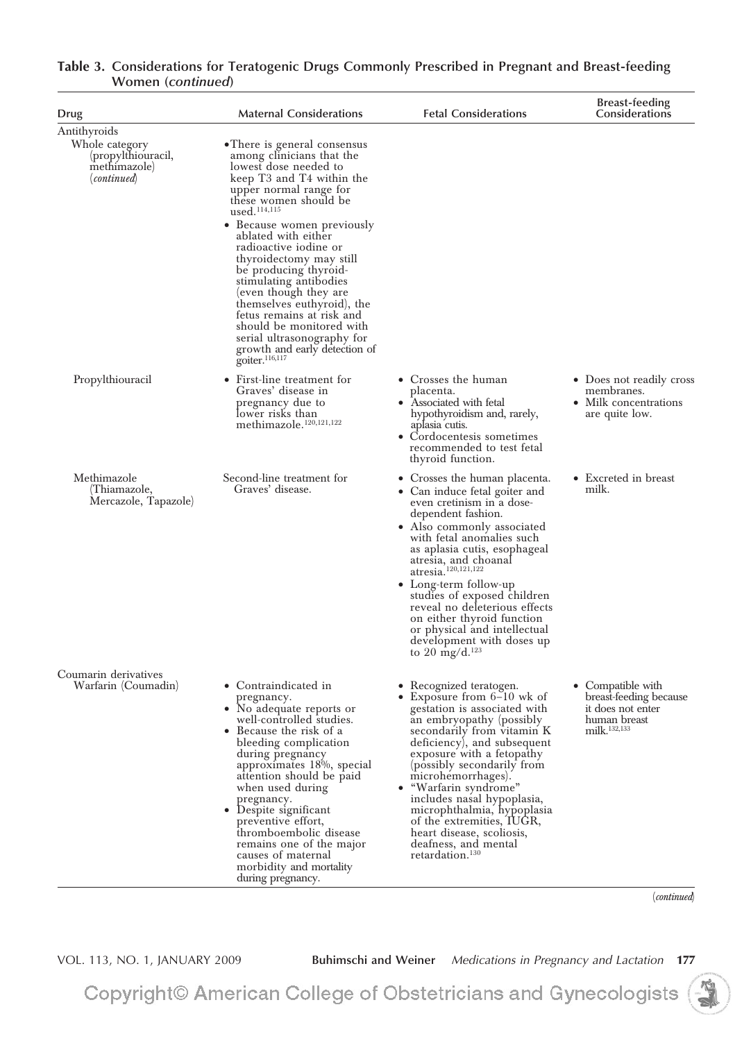**Table 3. Considerations for Teratogenic Drugs Commonly Prescribed in Pregnant and Breast-feeding Women (*continued*)**

| Drug | Maternal Considerations | Fetal Considerations | Breast-feeding Considerations |
|---|---|---|---|
| Antithyroids | | | |
| Whole category (propylthiouracil, methimazole) (*continued*) | • There is general consensus among clinicians that the lowest dose needed to keep T3 and T4 within the upper normal range for these women should be used.[114,115]<br>• Because women previously ablated with either radioactive iodine or thyroidectomy may still be producing thyroid-stimulating antibodies (even though they are themselves euthyroid), the fetus remains at risk and should be monitored with serial ultrasonography for growth and early detection of goiter.[116,117] | | |
| Propylthiouracil | • First-line treatment for Graves' disease in pregnancy due to lower risks than methimazole.[120,121,122] | • Crosses the human placenta.<br>• Associated with fetal hypothyroidism and, rarely, aplasia cutis.<br>• Cordocentesis sometimes recommended to test fetal thyroid function. | • Does not readily cross membranes.<br>• Milk concentrations are quite low. |
| Methimazole (Thiamazole, Mercazole, Tapazole) | Second-line treatment for Graves' disease. | • Crosses the human placenta.<br>• Can induce fetal goiter and even cretinism in a dose-dependent fashion.<br>• Also commonly associated with fetal anomalies such as aplasia cutis, esophageal atresia, and choanal atresia.[120,121,122]<br>• Long-term follow-up studies of exposed children reveal no deleterious effects on either thyroid function or physical and intellectual development with doses up to 20 mg/d.[123] | • Excreted in breast milk. |
| Coumarin derivatives | | | |
| Warfarin (Coumadin) | • Contraindicated in pregnancy.<br>• No adequate reports or well-controlled studies.<br>• Because the risk of a bleeding complication during pregnancy approximates 18%, special attention should be paid when used during pregnancy.<br>• Despite significant preventive effort, thromboembolic disease remains one of the major causes of maternal morbidity and mortality during pregnancy. | • Recognized teratogen.<br>• Exposure from 6–10 wk of gestation is associated with an embryopathy (possibly secondarily from vitamin K deficiency), and subsequent exposure with a fetopathy (possibly secondarily from microhemorrhages).<br>• "Warfarin syndrome" includes nasal hypoplasia, microphthalmia, hypoplasia of the extremities, IUGR, heart disease, scoliosis, deafness, and mental retardation.[130] | • Compatible with breast-feeding because it does not enter human breast milk.[132,133] |

(*continued*)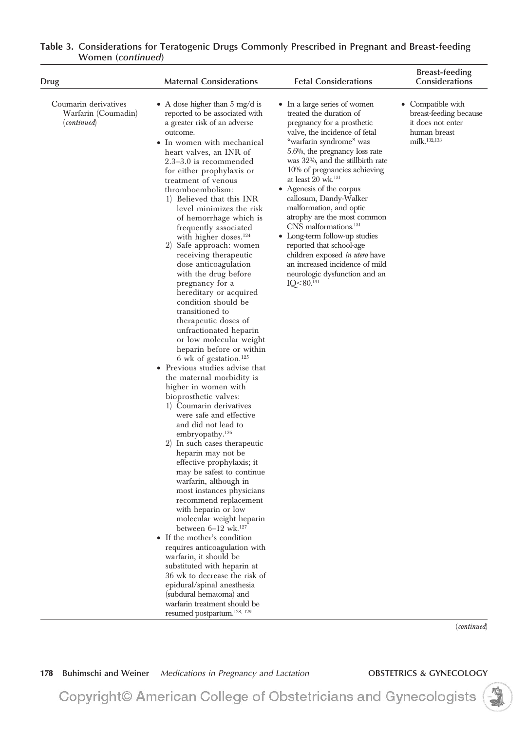**Table 3. Considerations for Teratogenic Drugs Commonly Prescribed in Pregnant and Breast-feeding Women (*continued*)**

| Drug | Maternal Considerations | Fetal Considerations | Breast-feeding Considerations |
|---|---|---|---|
| Coumarin derivatives Warfarin (Coumadin) (*continued*) | • A dose higher than 5 mg/d is reported to be associated with a greater risk of an adverse outcome.<br>• In women with mechanical heart valves, an INR of 2.3–3.0 is recommended for either prophylaxis or treatment of venous thromboembolism:<br>1) Believed that this INR level minimizes the risk of hemorrhage which is frequently associated with higher doses.[124]<br>2) Safe approach: women receiving therapeutic dose anticoagulation with the drug before pregnancy for a hereditary or acquired condition should be transitioned to therapeutic doses of unfractionated heparin or low molecular weight heparin before or within 6 wk of gestation.[125]<br>• Previous studies advise that the maternal morbidity is higher in women with bioprosthetic valves:<br>1) Coumarin derivatives were safe and effective and did not lead to embryopathy.[126]<br>2) In such cases therapeutic heparin may not be effective prophylaxis; it may be safest to continue warfarin, although in most instances physicians recommend replacement with heparin or low molecular weight heparin between 6–12 wk.[127]<br>• If the mother's condition requires anticoagulation with warfarin, it should be substituted with heparin at 36 wk to decrease the risk of epidural/spinal anesthesia (subdural hematoma) and warfarin treatment should be resumed postpartum.[128, 129] | • In a large series of women treated the duration of pregnancy for a prosthetic valve, the incidence of fetal "warfarin syndrome" was 5.6%, the pregnancy loss rate was 32%, and the stillbirth rate 10% of pregnancies achieving at least 20 wk.[131]<br>• Agenesis of the corpus callosum, Dandy-Walker malformation, and optic atrophy are the most common CNS malformations.[131]<br>• Long-term follow-up studies reported that school-age children exposed *in utero* have an increased incidence of mild neurologic dysfunction and an IQ<80.[131] | • Compatible with breast-feeding because it does not enter human breast milk.[132,133] |

(*continued*)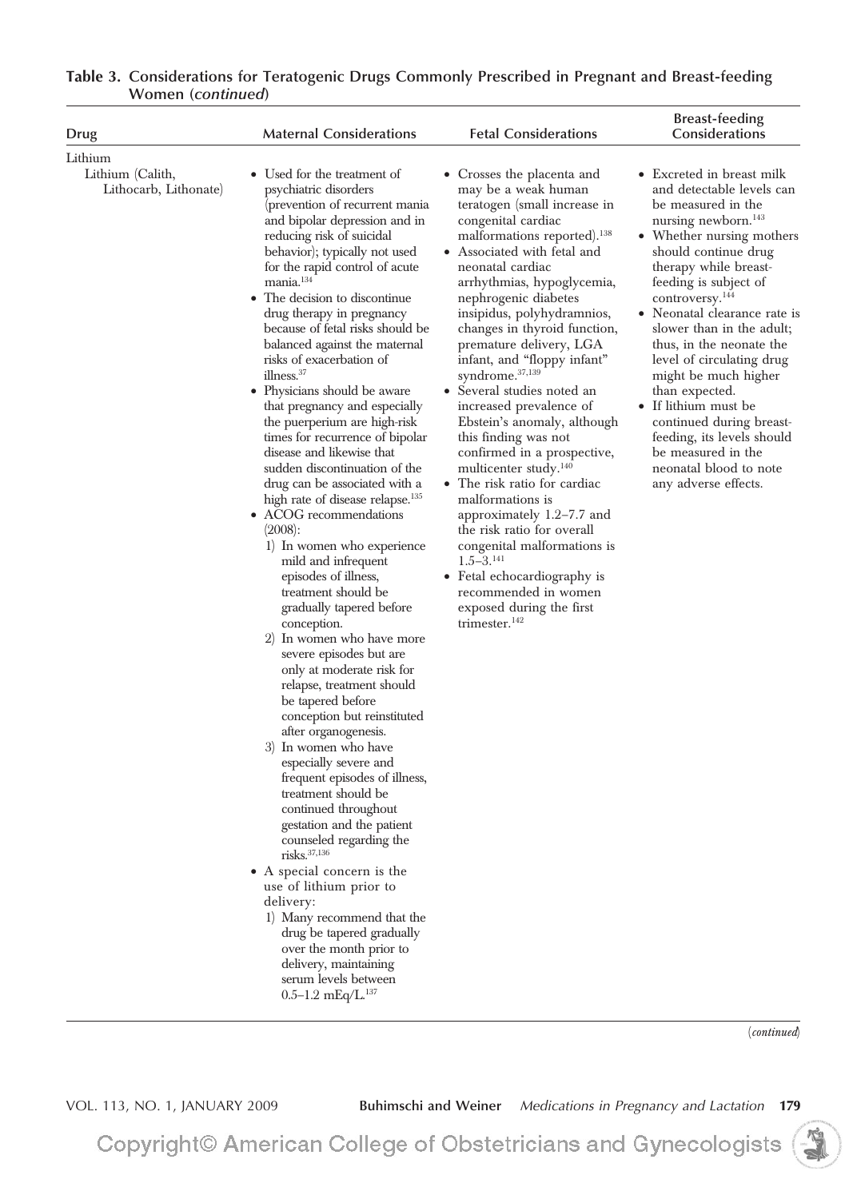**Table 3. Considerations for Teratogenic Drugs Commonly Prescribed in Pregnant and Breast-feeding Women (*continued*)**

| Drug | Maternal Considerations | Fetal Considerations | Breast-feeding Considerations |
|---|---|---|---|
| Lithium | | | |
| Lithium (Calith, Lithocarb, Lithonate) | • Used for the treatment of psychiatric disorders (prevention of recurrent mania and bipolar depression and in reducing risk of suicidal behavior); typically not used for the rapid control of acute mania.[134]<br>• The decision to discontinue drug therapy in pregnancy because of fetal risks should be balanced against the maternal risks of exacerbation of illness.[37]<br>• Physicians should be aware that pregnancy and especially the puerperium are high-risk times for recurrence of bipolar disease and likewise that sudden discontinuation of the drug can be associated with a high rate of disease relapse.[135]<br>• ACOG recommendations (2008):<br>1) In women who experience mild and infrequent episodes of illness, treatment should be gradually tapered before conception.<br>2) In women who have more severe episodes but are only at moderate risk for relapse, treatment should be tapered before conception but reinstituted after organogenesis.<br>3) In women who have especially severe and frequent episodes of illness, treatment should be continued throughout gestation and the patient counseled regarding the risks.[37,136]<br>• A special concern is the use of lithium prior to delivery:<br>1) Many recommend that the drug be tapered gradually over the month prior to delivery, maintaining serum levels between 0.5–1.2 mEq/L.[137] | • Crosses the placenta and may be a weak human teratogen (small increase in congenital cardiac malformations reported).[138]<br>• Associated with fetal and neonatal cardiac arrhythmias, hypoglycemia, nephrogenic diabetes insipidus, polyhydramnios, changes in thyroid function, premature delivery, LGA infant, and "floppy infant" syndrome.[37,139]<br>• Several studies noted an increased prevalence of Ebstein's anomaly, although this finding was not confirmed in a prospective, multicenter study.[140]<br>• The risk ratio for cardiac malformations is approximately 1.2–7.7 and the risk ratio for overall congenital malformations is 1.5–3.[141]<br>• Fetal echocardiography is recommended in women exposed during the first trimester.[142] | • Excreted in breast milk and detectable levels can be measured in the nursing newborn.[143]<br>• Whether nursing mothers should continue drug therapy while breast-feeding is subject of controversy.[144]<br>• Neonatal clearance rate is slower than in the adult; thus, in the neonate the level of circulating drug might be much higher than expected.<br>• If lithium must be continued during breast-feeding, its levels should be measured in the neonatal blood to note any adverse effects. |

(*continued*)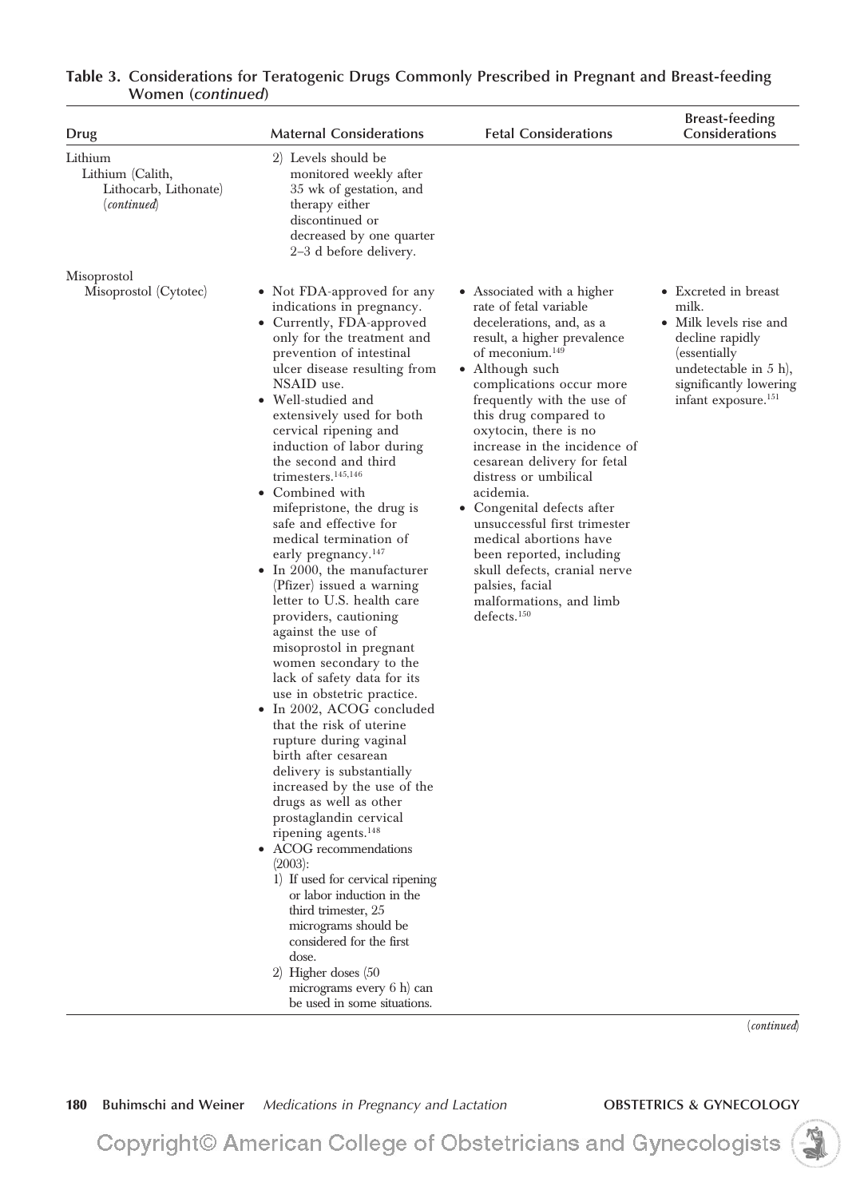**Table 3. Considerations for Teratogenic Drugs Commonly Prescribed in Pregnant and Breast-feeding Women (*continued*)**

| Drug | Maternal Considerations | Fetal Considerations | Breast-feeding Considerations |
|---|---|---|---|
| Lithium<br>Lithium (Calith, Lithocarb, Lithonate) (*continued*) | 2) Levels should be monitored weekly after 35 wk of gestation, and therapy either discontinued or decreased by one quarter 2–3 d before delivery. | | |
| Misoprostol<br>Misoprostol (Cytotec) | • Not FDA-approved for any indications in pregnancy.<br>• Currently, FDA-approved only for the treatment and prevention of intestinal ulcer disease resulting from NSAID use.<br>• Well-studied and extensively used for both cervical ripening and induction of labor during the second and third trimesters.[145,146]<br>• Combined with mifepristone, the drug is safe and effective for medical termination of early pregnancy.[147]<br>• In 2000, the manufacturer (Pfizer) issued a warning letter to U.S. health care providers, cautioning against the use of misoprostol in pregnant women secondary to the lack of safety data for its use in obstetric practice.<br>• In 2002, ACOG concluded that the risk of uterine rupture during vaginal birth after cesarean delivery is substantially increased by the use of the drugs as well as other prostaglandin cervical ripening agents.[148]<br>• ACOG recommendations (2003):<br>1) If used for cervical ripening or labor induction in the third trimester, 25 micrograms should be considered for the first dose.<br>2) Higher doses (50 micrograms every 6 h) can be used in some situations. | • Associated with a higher rate of fetal variable decelerations, and, as a result, a higher prevalence of meconium.[149]<br>• Although such complications occur more frequently with the use of this drug compared to oxytocin, there is no increase in the incidence of cesarean delivery for fetal distress or umbilical acidemia.<br>• Congenital defects after unsuccessful first trimester medical abortions have been reported, including skull defects, cranial nerve palsies, facial malformations, and limb defects.[150] | • Excreted in breast milk.<br>• Milk levels rise and decline rapidly (essentially undetectable in 5 h), significantly lowering infant exposure.[151] |

(*continued*)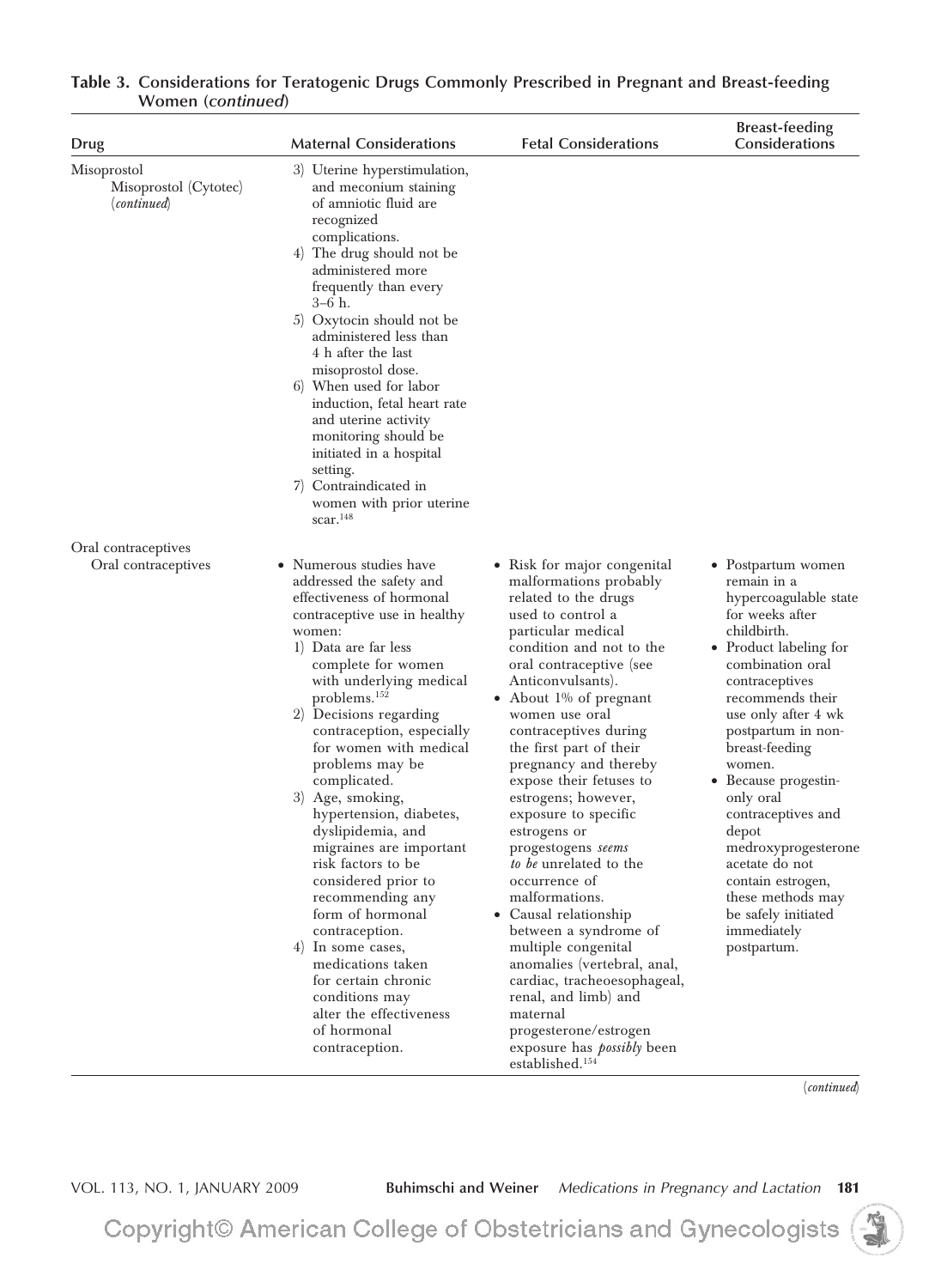**Table 3. Considerations for Teratogenic Drugs Commonly Prescribed in Pregnant and Breast-feeding Women (*continued*)**

| Drug | Maternal Considerations | Fetal Considerations | Breast-feeding Considerations |
|---|---|---|---|
| Misoprostol<br>Misoprostol (Cytotec) (*continued*) | 3) Uterine hyperstimulation, and meconium staining of amniotic fluid are recognized complications.<br>4) The drug should not be administered more frequently than every 3–6 h.<br>5) Oxytocin should not be administered less than 4 h after the last misoprostol dose.<br>6) When used for labor induction, fetal heart rate and uterine activity monitoring should be initiated in a hospital setting.<br>7) Contraindicated in women with prior uterine scar.[148] | | |
| Oral contraceptives<br>Oral contraceptives | • Numerous studies have addressed the safety and effectiveness of hormonal contraceptive use in healthy women:<br>1) Data are far less complete for women with underlying medical problems.[152]<br>2) Decisions regarding contraception, especially for women with medical problems may be complicated.<br>3) Age, smoking, hypertension, diabetes, dyslipidemia, and migraines are important risk factors to be considered prior to recommending any form of hormonal contraception.<br>4) In some cases, medications taken for certain chronic conditions may alter the effectiveness of hormonal contraception. | • Risk for major congenital malformations probably related to the drugs used to control a particular medical condition and not to the oral contraceptive (see Anticonvulsants).<br>• About 1% of pregnant women use oral contraceptives during the first part of their pregnancy and thereby expose their fetuses to estrogens; however, exposure to specific estrogens or progestogens *seems to be* unrelated to the occurrence of malformations.<br>• Causal relationship between a syndrome of multiple congenital anomalies (vertebral, anal, cardiac, tracheoesophageal, renal, and limb) and maternal progesterone/estrogen exposure has *possibly* been established.[154] | • Postpartum women remain in a hypercoagulable state for weeks after childbirth.<br>• Product labeling for combination oral contraceptives recommends their use only after 4 wk postpartum in non-breast-feeding women.<br>• Because progestin-only oral contraceptives and depot medroxyprogesterone acetate do not contain estrogen, these methods may be safely initiated immediately postpartum. |

(*continued*)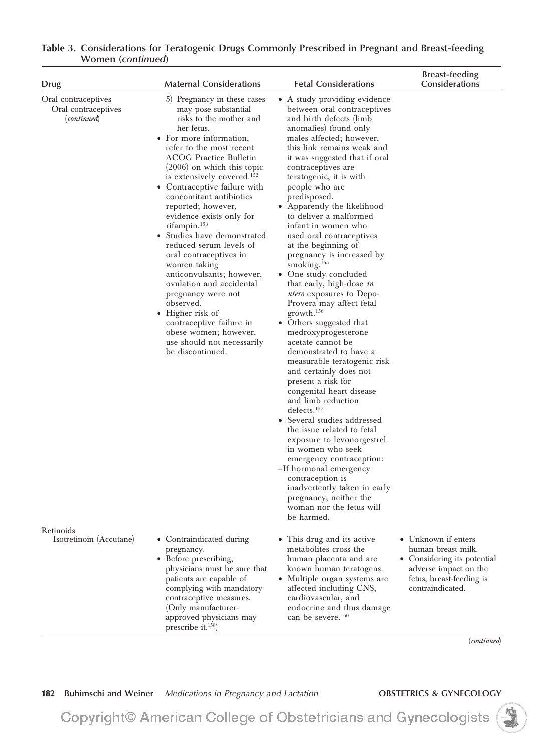**Table 3. Considerations for Teratogenic Drugs Commonly Prescribed in Pregnant and Breast-feeding Women (*continued*)**

| Drug | Maternal Considerations | Fetal Considerations | Breast-feeding Considerations |
|---|---|---|---|
| Oral contraceptives<br>Oral contraceptives (*continued*) | 5) Pregnancy in these cases may pose substantial risks to the mother and her fetus.<br>• For more information, refer to the most recent ACOG Practice Bulletin (2006) on which this topic is extensively covered.[152]<br>• Contraceptive failure with concomitant antibiotics reported; however, evidence exists only for rifampin.[153]<br>• Studies have demonstrated reduced serum levels of oral contraceptives in women taking anticonvulsants; however, ovulation and accidental pregnancy were not observed.<br>• Higher risk of contraceptive failure in obese women; however, use should not necessarily be discontinued. | • A study providing evidence between oral contraceptives and birth defects (limb anomalies) found only males affected; however, this link remains weak and it was suggested that if oral contraceptives are teratogenic, it is with people who are predisposed.<br>• Apparently the likelihood to deliver a malformed infant in women who used oral contraceptives at the beginning of pregnancy is increased by smoking.[155]<br>• One study concluded that early, high-dose *in utero* exposures to Depo-Provera may affect fetal growth.[156]<br>• Others suggested that medroxyprogesterone acetate cannot be demonstrated to have a measurable teratogenic risk and certainly does not present a risk for congenital heart disease and limb reduction defects.[157]<br>• Several studies addressed the issue related to fetal exposure to levonorgestrel in women who seek emergency contraception:<br>–If hormonal emergency contraception is inadvertently taken in early pregnancy, neither the woman nor the fetus will be harmed. | |
| Retinoids<br>Isotretinoin (Accutane) | • Contraindicated during pregnancy.<br>• Before prescribing, physicians must be sure that patients are capable of complying with mandatory contraceptive measures. (Only manufacturer-approved physicians may prescribe it.[158]) | • This drug and its active metabolites cross the human placenta and are known human teratogens.<br>• Multiple organ systems are affected including CNS, cardiovascular, and endocrine and thus damage can be severe.[160] | • Unknown if enters human breast milk.<br>• Considering its potential adverse impact on the fetus, breast-feeding is contraindicated. |

(*continued*)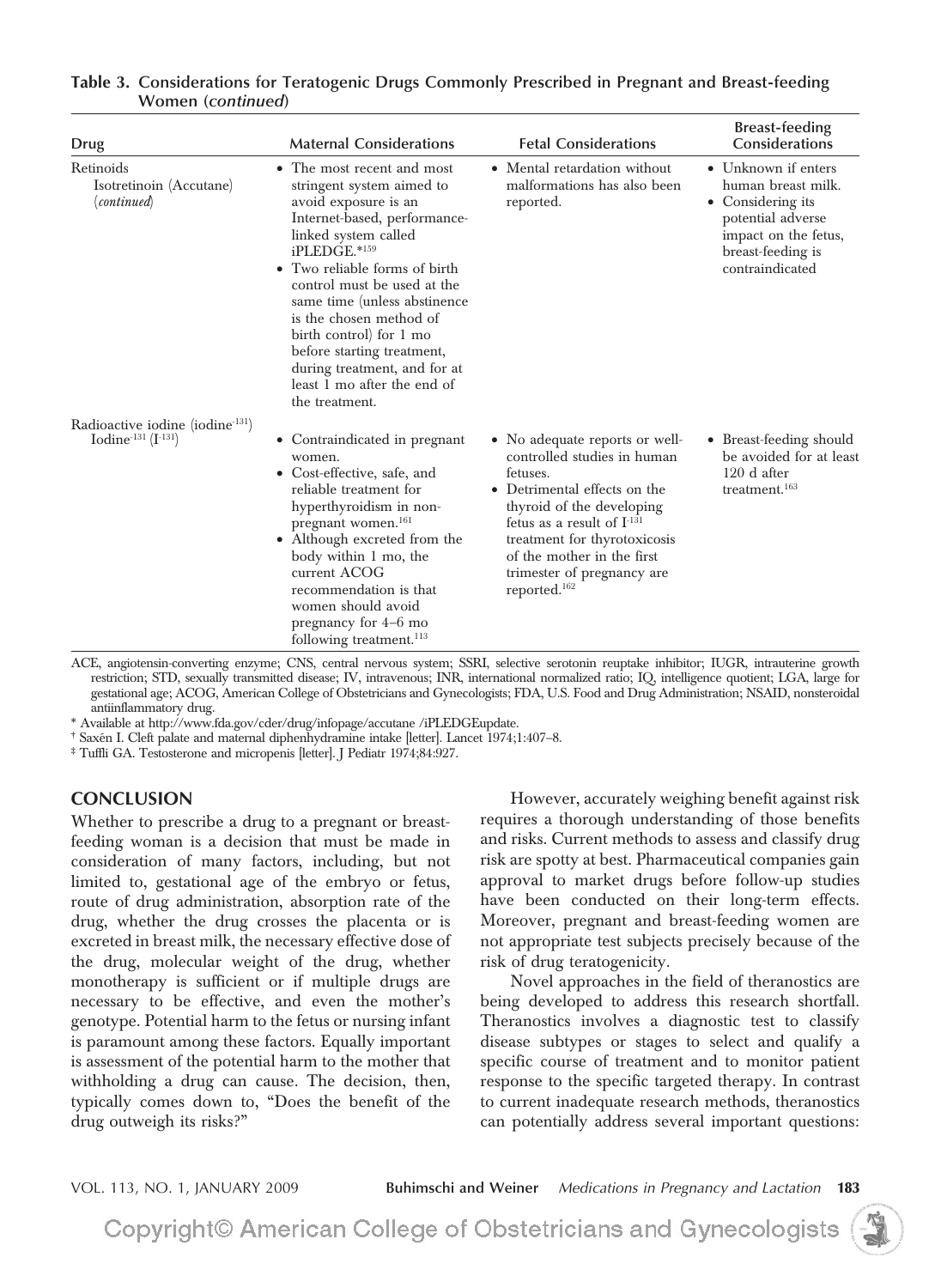**Table 3. Considerations for Teratogenic Drugs Commonly Prescribed in Pregnant and Breast-feeding Women (*continued*)**

| Drug | Maternal Considerations | Fetal Considerations | Breast-feeding Considerations |
|---|---|---|---|
| Retinoids<br>Isotretinoin (Accutane) (*continued*) | • The most recent and most stringent system aimed to avoid exposure is an Internet-based, performance-linked system called iPLEDGE.*[159]<br>• Two reliable forms of birth control must be used at the same time (unless abstinence is the chosen method of birth control) for 1 mo before starting treatment, during treatment, and for at least 1 mo after the end of the treatment. | • Mental retardation without malformations has also been reported. | • Unknown if enters human breast milk.<br>• Considering its potential adverse impact on the fetus, breast-feeding is contraindicated |
| Radioactive iodine (iodine-131)<br>Iodine-131 (I-131) | • Contraindicated in pregnant women.<br>• Cost-effective, safe, and reliable treatment for hyperthyroidism in non-pregnant women.[161]<br>• Although excreted from the body within 1 mo, the current ACOG recommendation is that women should avoid pregnancy for 4–6 mo following treatment.[113] | • No adequate reports or well-controlled studies in human fetuses.<br>• Detrimental effects on the thyroid of the developing fetus as a result of I-131 treatment for thyrotoxicosis of the mother in the first trimester of pregnancy are reported.[162] | • Breast-feeding should be avoided for at least 120 d after treatment.[163] |

ACE, angiotensin-converting enzyme; CNS, central nervous system; SSRI, selective serotonin reuptake inhibitor; IUGR, intrauterine growth restriction; STD, sexually transmitted disease; IV, intravenous; INR, international normalized ratio; IQ, intelligence quotient; LGA, large for gestational age; ACOG, American College of Obstetricians and Gynecologists; FDA, U.S. Food and Drug Administration; NSAID, nonsteroidal antiinflammatory drug.

\* Available at http://www.fda.gov/cder/drug/infopage/accutane /iPLEDGEupdate.

† Saxén I. Cleft palate and maternal diphenhydramine intake [letter]. Lancet 1974;1:407–8.

‡ Tuffli GA. Testosterone and micropenis [letter]. J Pediatr 1974;84:927.

## CONCLUSION

Whether to prescribe a drug to a pregnant or breast-feeding woman is a decision that must be made in consideration of many factors, including, but not limited to, gestational age of the embryo or fetus, route of drug administration, absorption rate of the drug, whether the drug crosses the placenta or is excreted in breast milk, the necessary effective dose of the drug, molecular weight of the drug, whether monotherapy is sufficient or if multiple drugs are necessary to be effective, and even the mother's genotype. Potential harm to the fetus or nursing infant is paramount among these factors. Equally important is assessment of the potential harm to the mother that withholding a drug can cause. The decision, then, typically comes down to, "Does the benefit of the drug outweigh its risks?"

However, accurately weighing benefit against risk requires a thorough understanding of those benefits and risks. Current methods to assess and classify drug risk are spotty at best. Pharmaceutical companies gain approval to market drugs before follow-up studies have been conducted on their long-term effects. Moreover, pregnant and breast-feeding women are not appropriate test subjects precisely because of the risk of drug teratogenicity.

Novel approaches in the field of theranostics are being developed to address this research shortfall. Theranostics involves a diagnostic test to classify disease subtypes or stages to select and qualify a specific course of treatment and to monitor patient response to the specific targeted therapy. In contrast to current inadequate research methods, theranostics can potentially address several important questions: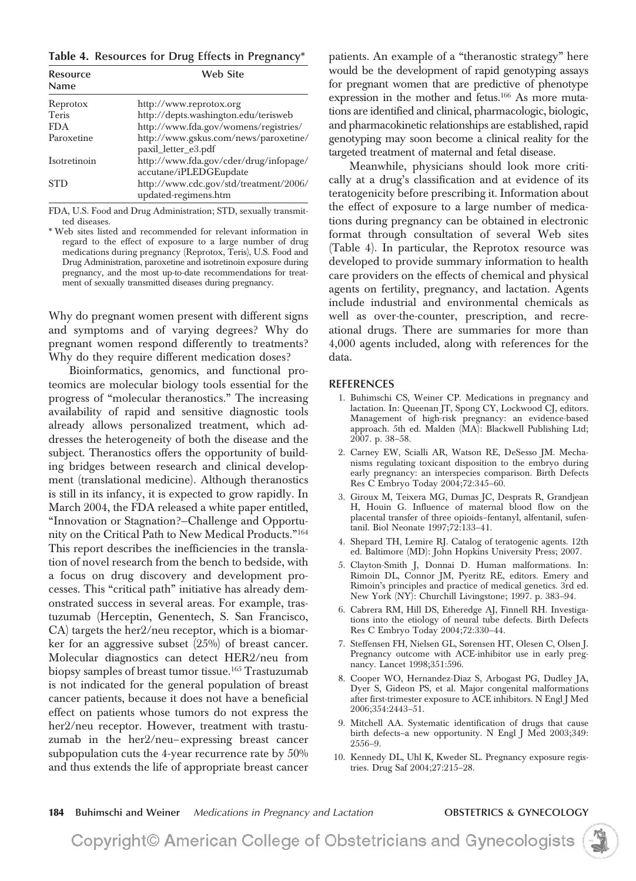**Table 4. Resources for Drug Effects in Pregnancy***

| Resource Name | Web Site |
| --- | --- |
| Reprotox | http://www.reprotox.org |
| Teris | http://depts.washington.edu/terisweb |
| FDA | http://www.fda.gov/womens/registries/ |
| Paroxetine | http://www.gskus.com/news/paroxetine/paxil_letter_e3.pdf |
| Isotretinoin | http://www.fda.gov/cder/drug/infopage/accutane/iPLEDGEupdate |
| STD | http://www.cdc.gov/std/treatment/2006/updated-regimens.htm |

FDA, U.S. Food and Drug Administration; STD, sexually transmitted diseases.

* Web sites listed and recommended for relevant information in regard to the effect of exposure to a large number of drug medications during pregnancy (Reprotox, Teris), U.S. Food and Drug Administration, paroxetine and isotretinoin exposure during pregnancy, and the most up-to-date recommendations for treatment of sexually transmitted diseases during pregnancy.

Why do pregnant women present with different signs and symptoms and of varying degrees? Why do pregnant women respond differently to treatments? Why do they require different medication doses?

Bioinformatics, genomics, and functional proteomics are molecular biology tools essential for the progress of "molecular theranostics." The increasing availability of rapid and sensitive diagnostic tools already allows personalized treatment, which addresses the heterogeneity of both the disease and the subject. Theranostics offers the opportunity of building bridges between research and clinical development (translational medicine). Although theranostics is still in its infancy, it is expected to grow rapidly. In March 2004, the FDA released a white paper entitled, "Innovation or Stagnation?–Challenge and Opportunity on the Critical Path to New Medical Products."[164] This report describes the inefficiencies in the translation of novel research from the bench to bedside, with a focus on drug discovery and development processes. This "critical path" initiative has already demonstrated success in several areas. For example, trastuzumab (Herceptin, Genentech, S. San Francisco, CA) targets the her2/neu receptor, which is a biomarker for an aggressive subset (25%) of breast cancer. Molecular diagnostics can detect HER2/neu from biopsy samples of breast tumor tissue.[165] Trastuzumab is not indicated for the general population of breast cancer patients, because it does not have a beneficial effect on patients whose tumors do not express the her2/neu receptor. However, treatment with trastuzumab in the her2/neu–expressing breast cancer subpopulation cuts the 4-year recurrence rate by 50% and thus extends the life of appropriate breast cancer patients. An example of a "theranostic strategy" here would be the development of rapid genotyping assays for pregnant women that are predictive of phenotype expression in the mother and fetus.[166] As more mutations are identified and clinical, pharmacologic, biologic, and pharmacokinetic relationships are established, rapid genotyping may soon become a clinical reality for the targeted treatment of maternal and fetal disease.

Meanwhile, physicians should look more critically at a drug's classification and at evidence of its teratogenicity before prescribing it. Information about the effect of exposure to a large number of medications during pregnancy can be obtained in electronic format through consultation of several Web sites (Table 4). In particular, the Reprotox resource was developed to provide summary information to health care providers on the effects of chemical and physical agents on fertility, pregnancy, and lactation. Agents include industrial and environmental chemicals as well as over-the-counter, prescription, and recreational drugs. There are summaries for more than 4,000 agents included, along with references for the data.

## REFERENCES

1. Buhimschi CS, Weiner CP. Medications in pregnancy and lactation. In: Queenan JT, Spong CY, Lockwood CJ, editors. Management of high-risk pregnancy: an evidence-based approach. 5th ed. Malden (MA): Blackwell Publishing Ltd; 2007. p. 38–58.
2. Carney EW, Scialli AR, Watson RE, DeSesso JM. Mechanisms regulating toxicant disposition to the embryo during early pregnancy: an interspecies comparison. Birth Defects Res C Embryo Today 2004;72:345–60.
3. Giroux M, Teixera MG, Dumas JC, Desprats R, Grandjean H, Houin G. Influence of maternal blood flow on the placental transfer of three opioids–fentanyl, alfentanil, sufentanil. Biol Neonate 1997;72:133–41.
4. Shepard TH, Lemire RJ. Catalog of teratogenic agents. 12th ed. Baltimore (MD): John Hopkins University Press; 2007.
5. Clayton-Smith J, Donnai D. Human malformations. In: Rimoin DL, Connor JM, Pyeritz RE, editors. Emery and Rimoin's principles and practice of medical genetics. 3rd ed. New York (NY): Churchill Livingstone; 1997. p. 383–94.
6. Cabrera RM, Hill DS, Etheredge AJ, Finnell RH. Investigations into the etiology of neural tube defects. Birth Defects Res C Embryo Today 2004;72:330–44.
7. Steffensen FH, Nielsen GL, Sørensen HT, Olesen C, Olsen J. Pregnancy outcome with ACE-inhibitor use in early pregnancy. Lancet 1998;351:596.
8. Cooper WO, Hernandez-Diaz S, Arbogast PG, Dudley JA, Dyer S, Gideon PS, et al. Major congenital malformations after first-trimester exposure to ACE inhibitors. N Engl J Med 2006;354:2443–51.
9. Mitchell AA. Systematic identification of drugs that cause birth defects–a new opportunity. N Engl J Med 2003;349: 2556–9.
10. Kennedy DL, Uhl K, Kweder SL. Pregnancy exposure registries. Drug Saf 2004;27:215–28.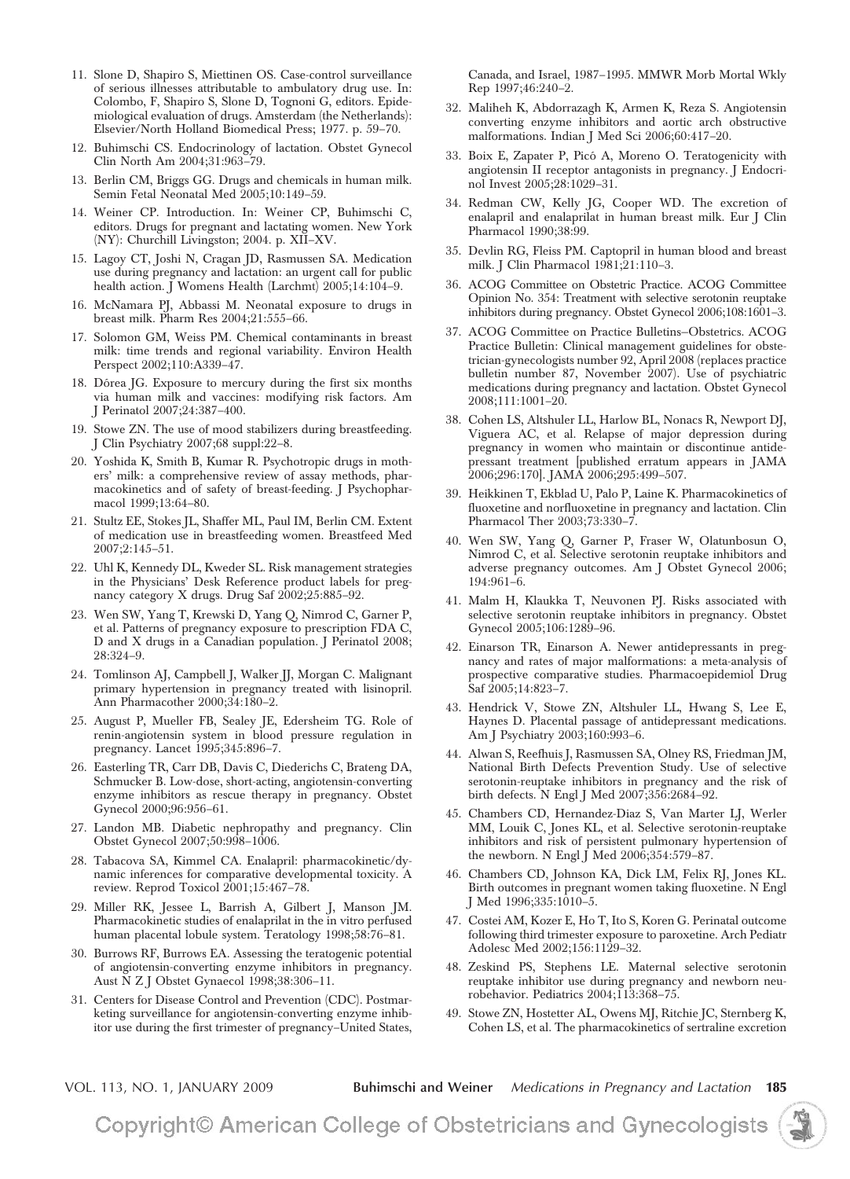11. Slone D, Shapiro S, Miettinen OS. Case-control surveillance of serious illnesses attributable to ambulatory drug use. In: Colombo, F, Shapiro S, Slone D, Tognoni G, editors. Epidemiological evaluation of drugs. Amsterdam (the Netherlands): Elsevier/North Holland Biomedical Press; 1977. p. 59–70.
12. Buhimschi CS. Endocrinology of lactation. Obstet Gynecol Clin North Am 2004;31:963–79.
13. Berlin CM, Briggs GG. Drugs and chemicals in human milk. Semin Fetal Neonatal Med 2005;10:149–59.
14. Weiner CP. Introduction. In: Weiner CP, Buhimschi C, editors. Drugs for pregnant and lactating women. New York (NY): Churchill Livingston; 2004. p. XII–XV.
15. Lagoy CT, Joshi N, Cragan JD, Rasmussen SA. Medication use during pregnancy and lactation: an urgent call for public health action. J Womens Health (Larchmt) 2005;14:104–9.
16. McNamara PJ, Abbassi M. Neonatal exposure to drugs in breast milk. Pharm Res 2004;21:555–66.
17. Solomon GM, Weiss PM. Chemical contaminants in breast milk: time trends and regional variability. Environ Health Perspect 2002;110:A339–47.
18. Dórea JG. Exposure to mercury during the first six months via human milk and vaccines: modifying risk factors. Am J Perinatol 2007;24:387–400.
19. Stowe ZN. The use of mood stabilizers during breastfeeding. J Clin Psychiatry 2007;68 suppl:22–8.
20. Yoshida K, Smith B, Kumar R. Psychotropic drugs in mothers' milk: a comprehensive review of assay methods, pharmacokinetics and of safety of breast-feeding. J Psychopharmacol 1999;13:64–80.
21. Stultz EE, Stokes JL, Shaffer ML, Paul IM, Berlin CM. Extent of medication use in breastfeeding women. Breastfeed Med 2007;2:145–51.
22. Uhl K, Kennedy DL, Kweder SL. Risk management strategies in the Physicians' Desk Reference product labels for pregnancy category X drugs. Drug Saf 2002;25:885–92.
23. Wen SW, Yang T, Krewski D, Yang Q, Nimrod C, Garner P, et al. Patterns of pregnancy exposure to prescription FDA C, D and X drugs in a Canadian population. J Perinatol 2008; 28:324–9.
24. Tomlinson AJ, Campbell J, Walker JJ, Morgan C. Malignant primary hypertension in pregnancy treated with lisinopril. Ann Pharmacother 2000;34:180–2.
25. August P, Mueller FB, Sealey JE, Edersheim TG. Role of renin-angiotensin system in blood pressure regulation in pregnancy. Lancet 1995;345:896–7.
26. Easterling TR, Carr DB, Davis C, Diederichs C, Brateng DA, Schmucker B. Low-dose, short-acting, angiotensin-converting enzyme inhibitors as rescue therapy in pregnancy. Obstet Gynecol 2000;96:956–61.
27. Landon MB. Diabetic nephropathy and pregnancy. Clin Obstet Gynecol 2007;50:998–1006.
28. Tabacova SA, Kimmel CA. Enalapril: pharmacokinetic/dynamic inferences for comparative developmental toxicity. A review. Reprod Toxicol 2001;15:467–78.
29. Miller RK, Jessee L, Barrish A, Gilbert J, Manson JM. Pharmacokinetic studies of enalaprilat in the in vitro perfused human placental lobule system. Teratology 1998;58:76–81.
30. Burrows RF, Burrows EA. Assessing the teratogenic potential of angiotensin-converting enzyme inhibitors in pregnancy. Aust N Z J Obstet Gynaecol 1998;38:306–11.
31. Centers for Disease Control and Prevention (CDC). Postmarketing surveillance for angiotensin-converting enzyme inhibitor use during the first trimester of pregnancy–United States, Canada, and Israel, 1987–1995. MMWR Morb Mortal Wkly Rep 1997;46:240–2.
32. Maliheh K, Abdorrazagh K, Armen K, Reza S. Angiotensin converting enzyme inhibitors and aortic arch obstructive malformations. Indian J Med Sci 2006;60:417–20.
33. Boix E, Zapater P, Picó A, Moreno O. Teratogenicity with angiotensin II receptor antagonists in pregnancy. J Endocrinol Invest 2005;28:1029–31.
34. Redman CW, Kelly JG, Cooper WD. The excretion of enalapril and enalaprilat in human breast milk. Eur J Clin Pharmacol 1990;38:99.
35. Devlin RG, Fleiss PM. Captopril in human blood and breast milk. J Clin Pharmacol 1981;21:110–3.
36. ACOG Committee on Obstetric Practice. ACOG Committee Opinion No. 354: Treatment with selective serotonin reuptake inhibitors during pregnancy. Obstet Gynecol 2006;108:1601–3.
37. ACOG Committee on Practice Bulletins–Obstetrics. ACOG Practice Bulletin: Clinical management guidelines for obstetrician-gynecologists number 92, April 2008 (replaces practice bulletin number 87, November 2007). Use of psychiatric medications during pregnancy and lactation. Obstet Gynecol 2008;111:1001–20.
38. Cohen LS, Altshuler LL, Harlow BL, Nonacs R, Newport DJ, Viguera AC, et al. Relapse of major depression during pregnancy in women who maintain or discontinue antidepressant treatment [published erratum appears in JAMA 2006;296:170]. JAMA 2006;295:499–507.
39. Heikkinen T, Ekblad U, Palo P, Laine K. Pharmacokinetics of fluoxetine and norfluoxetine in pregnancy and lactation. Clin Pharmacol Ther 2003;73:330–7.
40. Wen SW, Yang Q, Garner P, Fraser W, Olatunbosun O, Nimrod C, et al. Selective serotonin reuptake inhibitors and adverse pregnancy outcomes. Am J Obstet Gynecol 2006; 194:961–6.
41. Malm H, Klaukka T, Neuvonen PJ. Risks associated with selective serotonin reuptake inhibitors in pregnancy. Obstet Gynecol 2005;106:1289–96.
42. Einarson TR, Einarson A. Newer antidepressants in pregnancy and rates of major malformations: a meta-analysis of prospective comparative studies. Pharmacoepidemiol Drug Saf 2005;14:823–7.
43. Hendrick V, Stowe ZN, Altshuler LL, Hwang S, Lee E, Haynes D. Placental passage of antidepressant medications. Am J Psychiatry 2003;160:993–6.
44. Alwan S, Reefhuis J, Rasmussen SA, Olney RS, Friedman JM, National Birth Defects Prevention Study. Use of selective serotonin-reuptake inhibitors in pregnancy and the risk of birth defects. N Engl J Med 2007;356:2684–92.
45. Chambers CD, Hernandez-Diaz S, Van Marter LJ, Werler MM, Louik C, Jones KL, et al. Selective serotonin-reuptake inhibitors and risk of persistent pulmonary hypertension of the newborn. N Engl J Med 2006;354:579–87.
46. Chambers CD, Johnson KA, Dick LM, Felix RJ, Jones KL. Birth outcomes in pregnant women taking fluoxetine. N Engl J Med 1996;335:1010–5.
47. Costei AM, Kozer E, Ho T, Ito S, Koren G. Perinatal outcome following third trimester exposure to paroxetine. Arch Pediatr Adolesc Med 2002;156:1129–32.
48. Zeskind PS, Stephens LE. Maternal selective serotonin reuptake inhibitor use during pregnancy and newborn neurobehavior. Pediatrics 2004;113:368–75.
49. Stowe ZN, Hostetter AL, Owens MJ, Ritchie JC, Sternberg K, Cohen LS, et al. The pharmacokinetics of sertraline excretion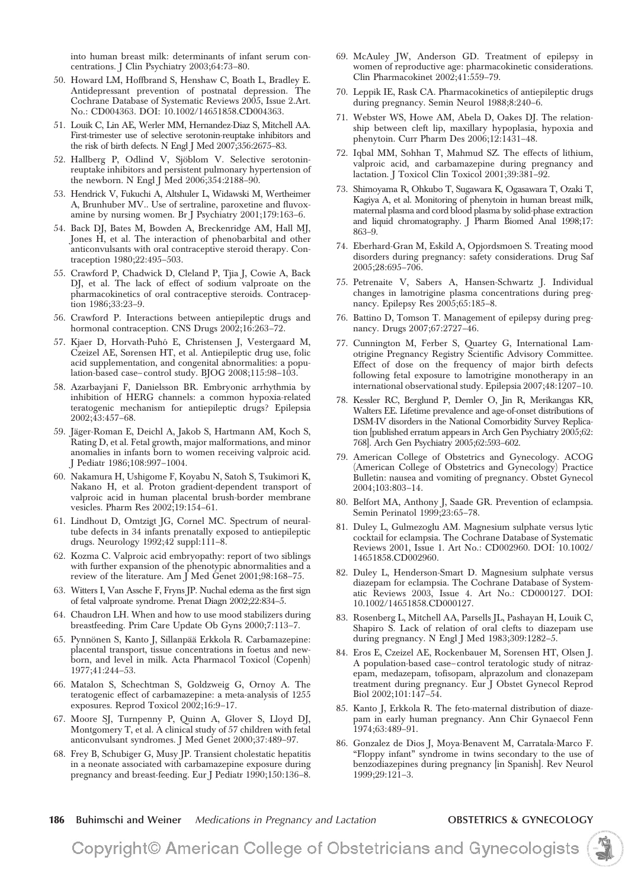into human breast milk: determinants of infant serum concentrations. J Clin Psychiatry 2003;64:73–80.

50. Howard LM, Hoffbrand S, Henshaw C, Boath L, Bradley E. Antidepressant prevention of postnatal depression. The Cochrane Database of Systematic Reviews 2005, Issue 2.Art. No.: CD004363. DOI: 10.1002/14651858.CD004363.
51. Louik C, Lin AE, Werler MM, Hernandez-Diaz S, Mitchell AA. First-trimester use of selective serotonin-reuptake inhibitors and the risk of birth defects. N Engl J Med 2007;356:2675–83.
52. Hallberg P, Odlind V, Sjöblom V. Selective serotonin-reuptake inhibitors and persistent pulmonary hypertension of the newborn. N Engl J Med 2006;354:2188–90.
53. Hendrick V, Fukuchi A, Altshuler L, Widawski M, Wertheimer A, Brunhuber MV.. Use of sertraline, paroxetine and fluvoxamine by nursing women. Br J Psychiatry 2001;179:163–6.
54. Back DJ, Bates M, Bowden A, Breckenridge AM, Hall MJ, Jones H, et al. The interaction of phenobarbital and other anticonvulsants with oral contraceptive steroid therapy. Contraception 1980;22:495–503.
55. Crawford P, Chadwick D, Cleland P, Tjia J, Cowie A, Back DJ, et al. The lack of effect of sodium valproate on the pharmacokinetics of oral contraceptive steroids. Contraception 1986;33:23–9.
56. Crawford P. Interactions between antiepileptic drugs and hormonal contraception. CNS Drugs 2002;16:263–72.
57. Kjaer D, Horvath-Puhó E, Christensen J, Vestergaard M, Czeizel AE, Sørensen HT, et al. Antiepileptic drug use, folic acid supplementation, and congenital abnormalities: a population-based case–control study. BJOG 2008;115:98–103.
58. Azarbayjani F, Danielsson BR. Embryonic arrhythmia by inhibition of HERG channels: a common hypoxia-related teratogenic mechanism for antiepileptic drugs? Epilepsia 2002;43:457–68.
59. Jäger-Roman E, Deichl A, Jakob S, Hartmann AM, Koch S, Rating D, et al. Fetal growth, major malformations, and minor anomalies in infants born to women receiving valproic acid. J Pediatr 1986;108:997–1004.
60. Nakamura H, Ushigome F, Koyabu N, Satoh S, Tsukimori K, Nakano H, et al. Proton gradient-dependent transport of valproic acid in human placental brush-border membrane vesicles. Pharm Res 2002;19:154–61.
61. Lindhout D, Omtzigt JG, Cornel MC. Spectrum of neural-tube defects in 34 infants prenatally exposed to antiepileptic drugs. Neurology 1992;42 suppl:111–8.
62. Kozma C. Valproic acid embryopathy: report of two siblings with further expansion of the phenotypic abnormalities and a review of the literature. Am J Med Genet 2001;98:168–75.
63. Witters I, Van Assche F, Fryns JP. Nuchal edema as the first sign of fetal valproate syndrome. Prenat Diagn 2002;22:834–5.
64. Chaudron LH. When and how to use mood stabilizers during breastfeeding. Prim Care Update Ob Gyns 2000;7:113–7.
65. Pynnönen S, Kanto J, Sillanpää Erkkola R. Carbamazepine: placental transport, tissue concentrations in foetus and newborn, and level in milk. Acta Pharmacol Toxicol (Copenh) 1977;41:244–53.
66. Matalon S, Schechtman S, Goldzweig G, Ornoy A. The teratogenic effect of carbamazepine: a meta-analysis of 1255 exposures. Reprod Toxicol 2002;16:9–17.
67. Moore SJ, Turnpenny P, Quinn A, Glover S, Lloyd DJ, Montgomery T, et al. A clinical study of 57 children with fetal anticonvulsant syndromes. J Med Genet 2000;37:489–97.
68. Frey B, Schubiger G, Musy JP. Transient cholestatic hepatitis in a neonate associated with carbamazepine exposure during pregnancy and breast-feeding. Eur J Pediatr 1990;150:136–8.
69. McAuley JW, Anderson GD. Treatment of epilepsy in women of reproductive age: pharmacokinetic considerations. Clin Pharmacokinet 2002;41:559–79.
70. Leppik IE, Rask CA. Pharmacokinetics of antiepileptic drugs during pregnancy. Semin Neurol 1988;8:240–6.
71. Webster WS, Howe AM, Abela D, Oakes DJ. The relationship between cleft lip, maxillary hypoplasia, hypoxia and phenytoin. Curr Pharm Des 2006;12:1431–48.
72. Iqbal MM, Sohhan T, Mahmud SZ. The effects of lithium, valproic acid, and carbamazepine during pregnancy and lactation. J Toxicol Clin Toxicol 2001;39:381–92.
73. Shimoyama R, Ohkubo T, Sugawara K, Ogasawara T, Ozaki T, Kagiya A, et al. Monitoring of phenytoin in human breast milk, maternal plasma and cord blood plasma by solid-phase extraction and liquid chromatography. J Pharm Biomed Anal 1998;17: 863–9.
74. Eberhard-Gran M, Eskild A, Opjordsmoen S. Treating mood disorders during pregnancy: safety considerations. Drug Saf 2005;28:695–706.
75. Petrenaite V, Sabers A, Hansen-Schwartz J. Individual changes in lamotrigine plasma concentrations during pregnancy. Epilepsy Res 2005;65:185–8.
76. Battino D, Tomson T. Management of epilepsy during pregnancy. Drugs 2007;67:2727–46.
77. Cunnington M, Ferber S, Quartey G, International Lamotrigine Pregnancy Registry Scientific Advisory Committee. Effect of dose on the frequency of major birth defects following fetal exposure to lamotrigine monotherapy in an international observational study. Epilepsia 2007;48:1207–10.
78. Kessler RC, Berglund P, Demler O, Jin R, Merikangas KR, Walters EE. Lifetime prevalence and age-of-onset distributions of DSM-IV disorders in the National Comorbidity Survey Replication [published erratum appears in Arch Gen Psychiatry 2005;62: 768]. Arch Gen Psychiatry 2005;62:593–602.
79. American College of Obstetrics and Gynecology. ACOG (American College of Obstetrics and Gynecology) Practice Bulletin: nausea and vomiting of pregnancy. Obstet Gynecol 2004;103:803–14.
80. Belfort MA, Anthony J, Saade GR. Prevention of eclampsia. Semin Perinatol 1999;23:65–78.
81. Duley L, Gulmezoglu AM. Magnesium sulphate versus lytic cocktail for eclampsia. The Cochrane Database of Systematic Reviews 2001, Issue 1. Art No.: CD002960. DOI: 10.1002/14651858.CD002960.
82. Duley L, Henderson-Smart D. Magnesium sulphate versus diazepam for eclampsia. The Cochrane Database of Systematic Reviews 2003, Issue 4. Art No.: CD000127. DOI: 10.1002/14651858.CD000127.
83. Rosenberg L, Mitchell AA, Parsells JL, Pashayan H, Louik C, Shapiro S. Lack of relation of oral clefts to diazepam use during pregnancy. N Engl J Med 1983;309:1282–5.
84. Eros E, Czeizel AE, Rockenbauer M, Sorensen HT, Olsen J. A population-based case–control teratologic study of nitrazepam, medazepam, tofisopam, alprazolum and clonazepam treatment during pregnancy. Eur J Obstet Gynecol Reprod Biol 2002;101:147–54.
85. Kanto J, Erkkola R. The feto-maternal distribution of diazepam in early human pregnancy. Ann Chir Gynaecol Fenn 1974;63:489–91.
86. Gonzalez de Dios J, Moya-Benavent M, Carratala-Marco F. "Floppy infant" syndrome in twins secondary to the use of benzodiazepines during pregnancy [in Spanish]. Rev Neurol 1999;29:121–3.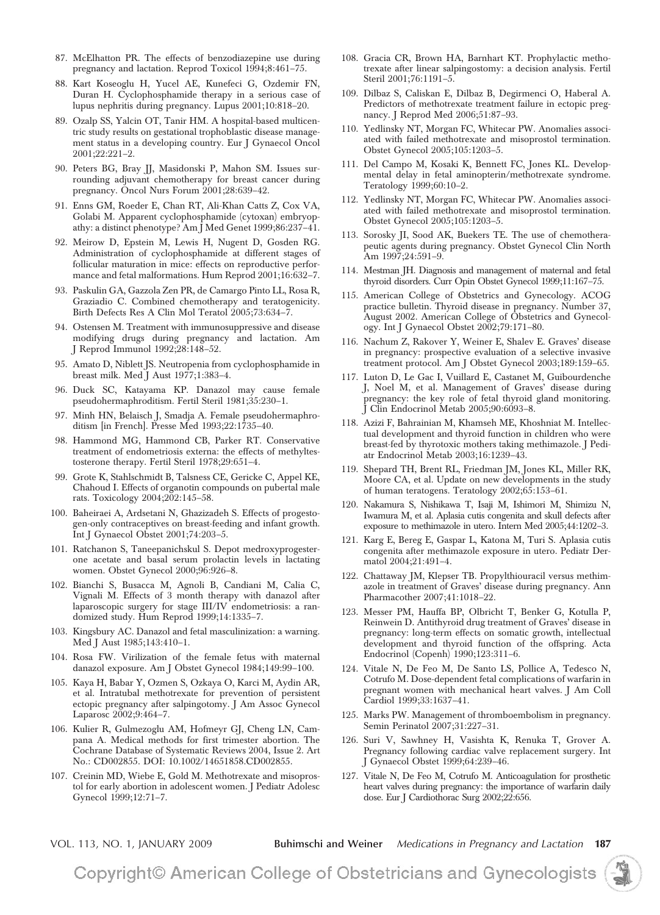87. McElhatton PR. The effects of benzodiazepine use during pregnancy and lactation. Reprod Toxicol 1994;8:461–75.
88. Kart Koseoglu H, Yucel AE, Kunefeci G, Ozdemir FN, Duran H. Cyclophosphamide therapy in a serious case of lupus nephritis during pregnancy. Lupus 2001;10:818–20.
89. Ozalp SS, Yalcin OT, Tanir HM. A hospital-based multicentric study results on gestational trophoblastic disease management status in a developing country. Eur J Gynaecol Oncol 2001;22:221–2.
90. Peters BG, Bray JJ, Masidonski P, Mahon SM. Issues surrounding adjuvant chemotherapy for breast cancer during pregnancy. Oncol Nurs Forum 2001;28:639–42.
91. Enns GM, Roeder E, Chan RT, Ali-Khan Catts Z, Cox VA, Golabi M. Apparent cyclophosphamide (cytoxan) embryopathy: a distinct phenotype? Am J Med Genet 1999;86:237–41.
92. Meirow D, Epstein M, Lewis H, Nugent D, Gosden RG. Administration of cyclophosphamide at different stages of follicular maturation in mice: effects on reproductive performance and fetal malformations. Hum Reprod 2001;16:632–7.
93. Paskulin GA, Gazzola Zen PR, de Camargo Pinto LL, Rosa R, Graziadio C. Combined chemotherapy and teratogenicity. Birth Defects Res A Clin Mol Teratol 2005;73:634–7.
94. Ostensen M. Treatment with immunosuppressive and disease modifying drugs during pregnancy and lactation. Am J Reprod Immunol 1992;28:148–52.
95. Amato D, Niblett JS. Neutropenia from cyclophosphamide in breast milk. Med J Aust 1977;1:383–4.
96. Duck SC, Katayama KP. Danazol may cause female pseudohermaphroditism. Fertil Steril 1981;35:230–1.
97. Minh HN, Belaisch J, Smadja A. Female pseudohermaphroditism [in French]. Presse Med 1993;22:1735–40.
98. Hammond MG, Hammond CB, Parker RT. Conservative treatment of endometriosis externa: the effects of methyltestosterone therapy. Fertil Steril 1978;29:651–4.
99. Grote K, Stahlschmidt B, Talsness CE, Gericke C, Appel KE, Chahoud I. Effects of organotin compounds on pubertal male rats. Toxicology 2004;202:145–58.
100. Baheiraei A, Ardsetani N, Ghazizadeh S. Effects of progestogen-only contraceptives on breast-feeding and infant growth. Int J Gynaecol Obstet 2001;74:203–5.
101. Ratchanon S, Taneepanichskul S. Depot medroxyprogesterone acetate and basal serum prolactin levels in lactating women. Obstet Gynecol 2000;96:926–8.
102. Bianchi S, Busacca M, Agnoli B, Candiani M, Calia C, Vignali M. Effects of 3 month therapy with danazol after laparoscopic surgery for stage III/IV endometriosis: a randomized study. Hum Reprod 1999;14:1335–7.
103. Kingsbury AC. Danazol and fetal masculinization: a warning. Med J Aust 1985;143:410–1.
104. Rosa FW. Virilization of the female fetus with maternal danazol exposure. Am J Obstet Gynecol 1984;149:99–100.
105. Kaya H, Babar Y, Ozmen S, Ozkaya O, Karci M, Aydin AR, et al. Intratubal methotrexate for prevention of persistent ectopic pregnancy after salpingotomy. J Am Assoc Gynecol Laparosc 2002;9:464–7.
106. Kulier R, Gulmezoglu AM, Hofmeyr GJ, Cheng LN, Campana A. Medical methods for first trimester abortion. The Cochrane Database of Systematic Reviews 2004, Issue 2. Art No.: CD002855. DOI: 10.1002/14651858.CD002855.
107. Creinin MD, Wiebe E, Gold M. Methotrexate and misoprostol for early abortion in adolescent women. J Pediatr Adolesc Gynecol 1999;12:71–7.
108. Gracia CR, Brown HA, Barnhart KT. Prophylactic methotrexate after linear salpingostomy: a decision analysis. Fertil Steril 2001;76:1191–5.
109. Dilbaz S, Caliskan E, Dilbaz B, Degirmenci O, Haberal A. Predictors of methotrexate treatment failure in ectopic pregnancy. J Reprod Med 2006;51:87–93.
110. Yedlinsky NT, Morgan FC, Whitecar PW. Anomalies associated with failed methotrexate and misoprostol termination. Obstet Gynecol 2005;105:1203–5.
111. Del Campo M, Kosaki K, Bennett FC, Jones KL. Developmental delay in fetal aminopterin/methotrexate syndrome. Teratology 1999;60:10–2.
112. Yedlinsky NT, Morgan FC, Whitecar PW. Anomalies associated with failed methotrexate and misoprostol termination. Obstet Gynecol 2005;105:1203–5.
113. Sorosky JI, Sood AK, Buekers TE. The use of chemotherapeutic agents during pregnancy. Obstet Gynecol Clin North Am 1997;24:591–9.
114. Mestman JH. Diagnosis and management of maternal and fetal thyroid disorders. Curr Opin Obstet Gynecol 1999;11:167–75.
115. American College of Obstetrics and Gynecology. ACOG practice bulletin. Thyroid disease in pregnancy. Number 37, August 2002. American College of Obstetrics and Gynecology. Int J Gynaecol Obstet 2002;79:171–80.
116. Nachum Z, Rakover Y, Weiner E, Shalev E. Graves' disease in pregnancy: prospective evaluation of a selective invasive treatment protocol. Am J Obstet Gynecol 2003;189:159–65.
117. Luton D, Le Gac I, Vuillard E, Castanet M, Guibourdenche J, Noel M, et al. Management of Graves' disease during pregnancy: the key role of fetal thyroid gland monitoring. J Clin Endocrinol Metab 2005;90:6093–8.
118. Azizi F, Bahrainian M, Khamseh ME, Khoshniat M. Intellectual development and thyroid function in children who were breast-fed by thyrotoxic mothers taking methimazole. J Pediatr Endocrinol Metab 2003;16:1239–43.
119. Shepard TH, Brent RL, Friedman JM, Jones KL, Miller RK, Moore CA, et al. Update on new developments in the study of human teratogens. Teratology 2002;65:153–61.
120. Nakamura S, Nishikawa T, Isaji M, Ishimori M, Shimizu N, Iwamura M, et al. Aplasia cutis congenita and skull defects after exposure to methimazole in utero. Intern Med 2005;44:1202–3.
121. Karg E, Bereg E, Gaspar L, Katona M, Turi S. Aplasia cutis congenita after methimazole exposure in utero. Pediatr Dermatol 2004;21:491–4.
122. Chattaway JM, Klepser TB. Propylthiouracil versus methimazole in treatment of Graves' disease during pregnancy. Ann Pharmacother 2007;41:1018–22.
123. Messer PM, Hauffa BP, Olbricht T, Benker G, Kotulla P, Reinwein D. Antithyroid drug treatment of Graves' disease in pregnancy: long-term effects on somatic growth, intellectual development and thyroid function of the offspring. Acta Endocrinol (Copenh) 1990;123:311–6.
124. Vitale N, De Feo M, De Santo LS, Pollice A, Tedesco N, Cotrufo M. Dose-dependent fetal complications of warfarin in pregnant women with mechanical heart valves. J Am Coll Cardiol 1999;33:1637–41.
125. Marks PW. Management of thromboembolism in pregnancy. Semin Perinatol 2007;31:227–31.
126. Suri V, Sawhney H, Vasishta K, Renuka T, Grover A. Pregnancy following cardiac valve replacement surgery. Int J Gynaecol Obstet 1999;64:239–46.
127. Vitale N, De Feo M, Cotrufo M. Anticoagulation for prosthetic heart valves during pregnancy: the importance of warfarin daily dose. Eur J Cardiothorac Surg 2002;22:656.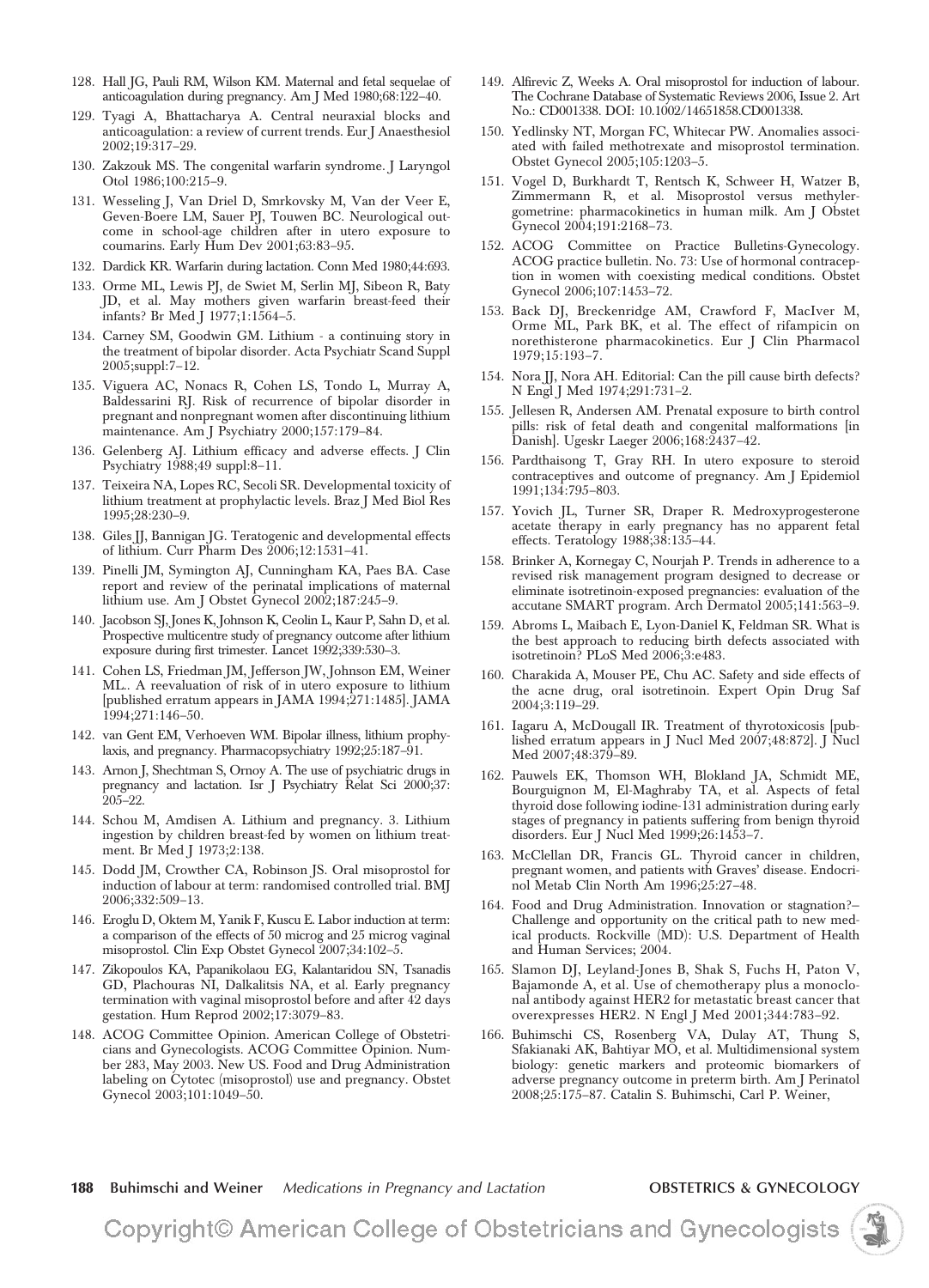128. Hall JG, Pauli RM, Wilson KM. Maternal and fetal sequelae of anticoagulation during pregnancy. Am J Med 1980;68:122–40.
129. Tyagi A, Bhattacharya A. Central neuraxial blocks and anticoagulation: a review of current trends. Eur J Anaesthesiol 2002;19:317–29.
130. Zakzouk MS. The congenital warfarin syndrome. J Laryngol Otol 1986;100:215–9.
131. Wesseling J, Van Driel D, Smrkovsky M, Van der Veer E, Geven-Boere LM, Sauer PJ, Touwen BC. Neurological outcome in school-age children after in utero exposure to coumarins. Early Hum Dev 2001;63:83–95.
132. Dardick KR. Warfarin during lactation. Conn Med 1980;44:693.
133. Orme ML, Lewis PJ, de Swiet M, Serlin MJ, Sibeon R, Baty JD, et al. May mothers given warfarin breast-feed their infants? Br Med J 1977;1:1564–5.
134. Carney SM, Goodwin GM. Lithium - a continuing story in the treatment of bipolar disorder. Acta Psychiatr Scand Suppl 2005;suppl:7–12.
135. Viguera AC, Nonacs R, Cohen LS, Tondo L, Murray A, Baldessarini RJ. Risk of recurrence of bipolar disorder in pregnant and nonpregnant women after discontinuing lithium maintenance. Am J Psychiatry 2000;157:179–84.
136. Gelenberg AJ. Lithium efficacy and adverse effects. J Clin Psychiatry 1988;49 suppl:8–11.
137. Teixeira NA, Lopes RC, Secoli SR. Developmental toxicity of lithium treatment at prophylactic levels. Braz J Med Biol Res 1995;28:230–9.
138. Giles JJ, Bannigan JG. Teratogenic and developmental effects of lithium. Curr Pharm Des 2006;12:1531–41.
139. Pinelli JM, Symington AJ, Cunningham KA, Paes BA. Case report and review of the perinatal implications of maternal lithium use. Am J Obstet Gynecol 2002;187:245–9.
140. Jacobson SJ, Jones K, Johnson K, Ceolin L, Kaur P, Sahn D, et al. Prospective multicentre study of pregnancy outcome after lithium exposure during first trimester. Lancet 1992;339:530–3.
141. Cohen LS, Friedman JM, Jefferson JW, Johnson EM, Weiner ML.. A reevaluation of risk of in utero exposure to lithium [published erratum appears in JAMA 1994;271:1485]. JAMA 1994;271:146–50.
142. van Gent EM, Verhoeven WM. Bipolar illness, lithium prophylaxis, and pregnancy. Pharmacopsychiatry 1992;25:187–91.
143. Arnon J, Shechtman S, Ornoy A. The use of psychiatric drugs in pregnancy and lactation. Isr J Psychiatry Relat Sci 2000;37:205–22.
144. Schou M, Amdisen A. Lithium and pregnancy. 3. Lithium ingestion by children breast-fed by women on lithium treatment. Br Med J 1973;2:138.
145. Dodd JM, Crowther CA, Robinson JS. Oral misoprostol for induction of labour at term: randomised controlled trial. BMJ 2006;332:509–13.
146. Eroglu D, Oktem M, Yanik F, Kuscu E. Labor induction at term: a comparison of the effects of 50 microg and 25 microg vaginal misoprostol. Clin Exp Obstet Gynecol 2007;34:102–5.
147. Zikopoulos KA, Papanikolaou EG, Kalantaridou SN, Tsanadis GD, Plachouras NI, Dalkalitsis NA, et al. Early pregnancy termination with vaginal misoprostol before and after 42 days gestation. Hum Reprod 2002;17:3079–83.
148. ACOG Committee Opinion. American College of Obstetricians and Gynecologists. ACOG Committee Opinion. Number 283, May 2003. New US. Food and Drug Administration labeling on Cytotec (misoprostol) use and pregnancy. Obstet Gynecol 2003;101:1049–50.
149. Alfirevic Z, Weeks A. Oral misoprostol for induction of labour. The Cochrane Database of Systematic Reviews 2006, Issue 2. Art No.: CD001338. DOI: 10.1002/14651858.CD001338.
150. Yedlinsky NT, Morgan FC, Whitecar PW. Anomalies associated with failed methotrexate and misoprostol termination. Obstet Gynecol 2005;105:1203–5.
151. Vogel D, Burkhardt T, Rentsch K, Schweer H, Watzer B, Zimmermann R, et al. Misoprostol versus methylergometrine: pharmacokinetics in human milk. Am J Obstet Gynecol 2004;191:2168–73.
152. ACOG Committee on Practice Bulletins-Gynecology. ACOG practice bulletin. No. 73: Use of hormonal contraception in women with coexisting medical conditions. Obstet Gynecol 2006;107:1453–72.
153. Back DJ, Breckenridge AM, Crawford F, MacIver M, Orme ML, Park BK, et al. The effect of rifampicin on norethisterone pharmacokinetics. Eur J Clin Pharmacol 1979;15:193–7.
154. Nora JJ, Nora AH. Editorial: Can the pill cause birth defects? N Engl J Med 1974;291:731–2.
155. Jellesen R, Andersen AM. Prenatal exposure to birth control pills: risk of fetal death and congenital malformations [in Danish]. Ugeskr Laeger 2006;168:2437–42.
156. Pardthaisong T, Gray RH. In utero exposure to steroid contraceptives and outcome of pregnancy. Am J Epidemiol 1991;134:795–803.
157. Yovich JL, Turner SR, Draper R. Medroxyprogesterone acetate therapy in early pregnancy has no apparent fetal effects. Teratology 1988;38:135–44.
158. Brinker A, Kornegay C, Nourjah P. Trends in adherence to a revised risk management program designed to decrease or eliminate isotretinoin-exposed pregnancies: evaluation of the accutane SMART program. Arch Dermatol 2005;141:563–9.
159. Abroms L, Maibach E, Lyon-Daniel K, Feldman SR. What is the best approach to reducing birth defects associated with isotretinoin? PLoS Med 2006;3:e483.
160. Charakida A, Mouser PE, Chu AC. Safety and side effects of the acne drug, oral isotretinoin. Expert Opin Drug Saf 2004;3:119–29.
161. Iagaru A, McDougall IR. Treatment of thyrotoxicosis [published erratum appears in J Nucl Med 2007;48:872]. J Nucl Med 2007;48:379–89.
162. Pauwels EK, Thomson WH, Blokland JA, Schmidt ME, Bourguignon M, El-Maghraby TA, et al. Aspects of fetal thyroid dose following iodine-131 administration during early stages of pregnancy in patients suffering from benign thyroid disorders. Eur J Nucl Med 1999;26:1453–7.
163. McClellan DR, Francis GL. Thyroid cancer in children, pregnant women, and patients with Graves' disease. Endocrinol Metab Clin North Am 1996;25:27–48.
164. Food and Drug Administration. Innovation or stagnation?–Challenge and opportunity on the critical path to new medical products. Rockville (MD): U.S. Department of Health and Human Services; 2004.
165. Slamon DJ, Leyland-Jones B, Shak S, Fuchs H, Paton V, Bajamonde A, et al. Use of chemotherapy plus a monoclonal antibody against HER2 for metastatic breast cancer that overexpresses HER2. N Engl J Med 2001;344:783–92.
166. Buhimschi CS, Rosenberg VA, Dulay AT, Thung S, Sfakianaki AK, Bahtiyar MO, et al. Multidimensional system biology: genetic markers and proteomic biomarkers of adverse pregnancy outcome in preterm birth. Am J Perinatol 2008;25:175–87. Catalin S. Buhimschi, Carl P. Weiner,